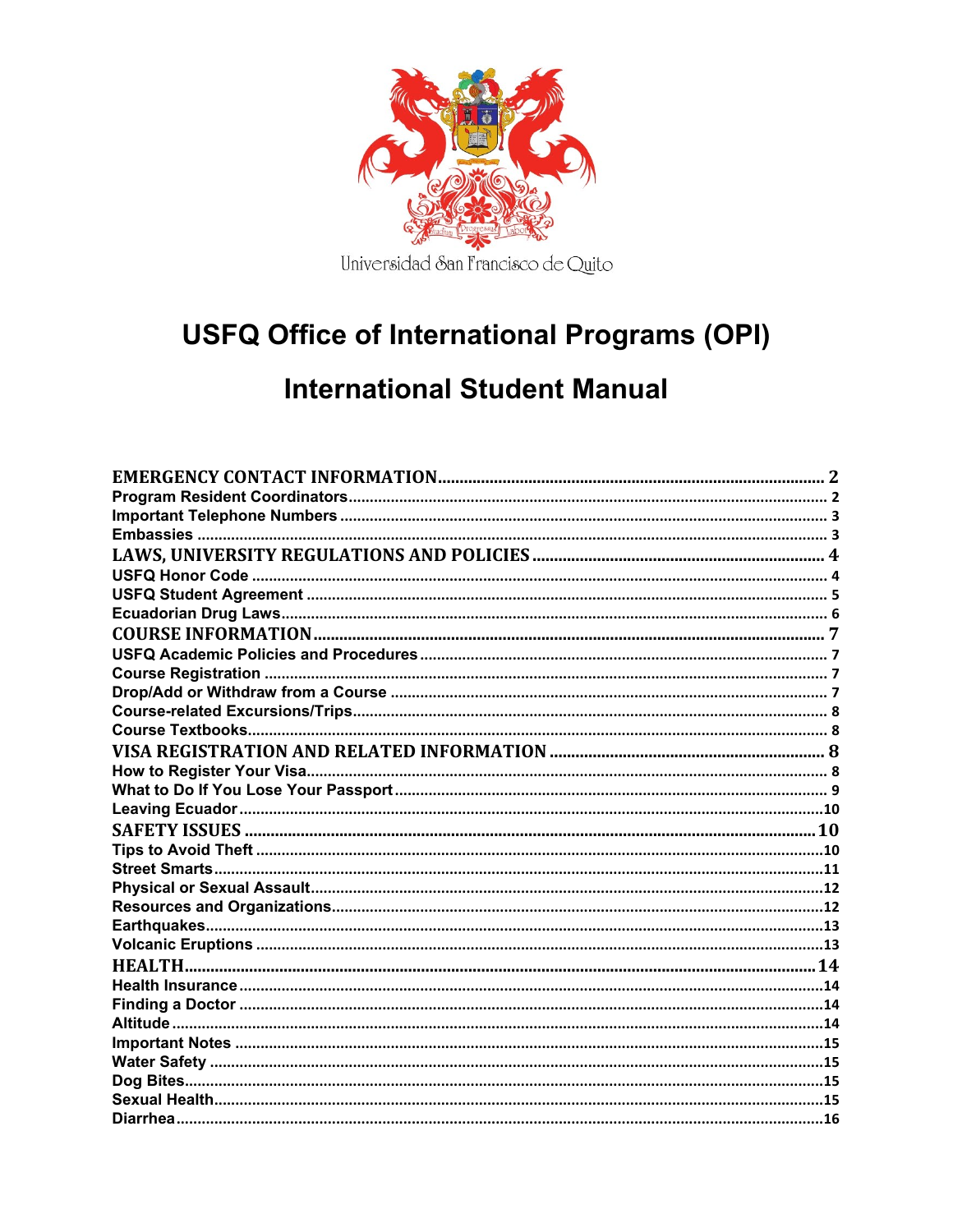Universidad San Francisco de Quito

# USFQ Office of International Programs (OPI)

# International Student Manual

**EMERGENCY CONTACT INFORMATION** ........ 2
- Program Resident Coordinators ........ 2
- Important Telephone Numbers ........ 3
- Embassies ........ 3

**LAWS, UNIVERSITY REGULATIONS AND POLICIES** ........ 4
- USFQ Honor Code ........ 4
- USFQ Student Agreement ........ 5
- Ecuadorian Drug Laws ........ 6

**COURSE INFORMATION** ........ 7
- USFQ Academic Policies and Procedures ........ 7
- Course Registration ........ 7
- Drop/Add or Withdraw from a Course ........ 7
- Course-related Excursions/Trips ........ 8
- Course Textbooks ........ 8

**VISA REGISTRATION AND RELATED INFORMATION** ........ 8
- How to Register Your Visa ........ 8
- What to Do If You Lose Your Passport ........ 9
- Leaving Ecuador ........ 10

**SAFETY ISSUES** ........ 10
- Tips to Avoid Theft ........ 10
- Street Smarts ........ 11
- Physical or Sexual Assault ........ 12
- Resources and Organizations ........ 12
- Earthquakes ........ 13
- Volcanic Eruptions ........ 13

**HEALTH** ........ 14
- Health Insurance ........ 14
- Finding a Doctor ........ 14
- Altitude ........ 14
- Important Notes ........ 15
- Water Safety ........ 15
- Dog Bites ........ 15
- Sexual Health ........ 15
- Diarrhea ........ 16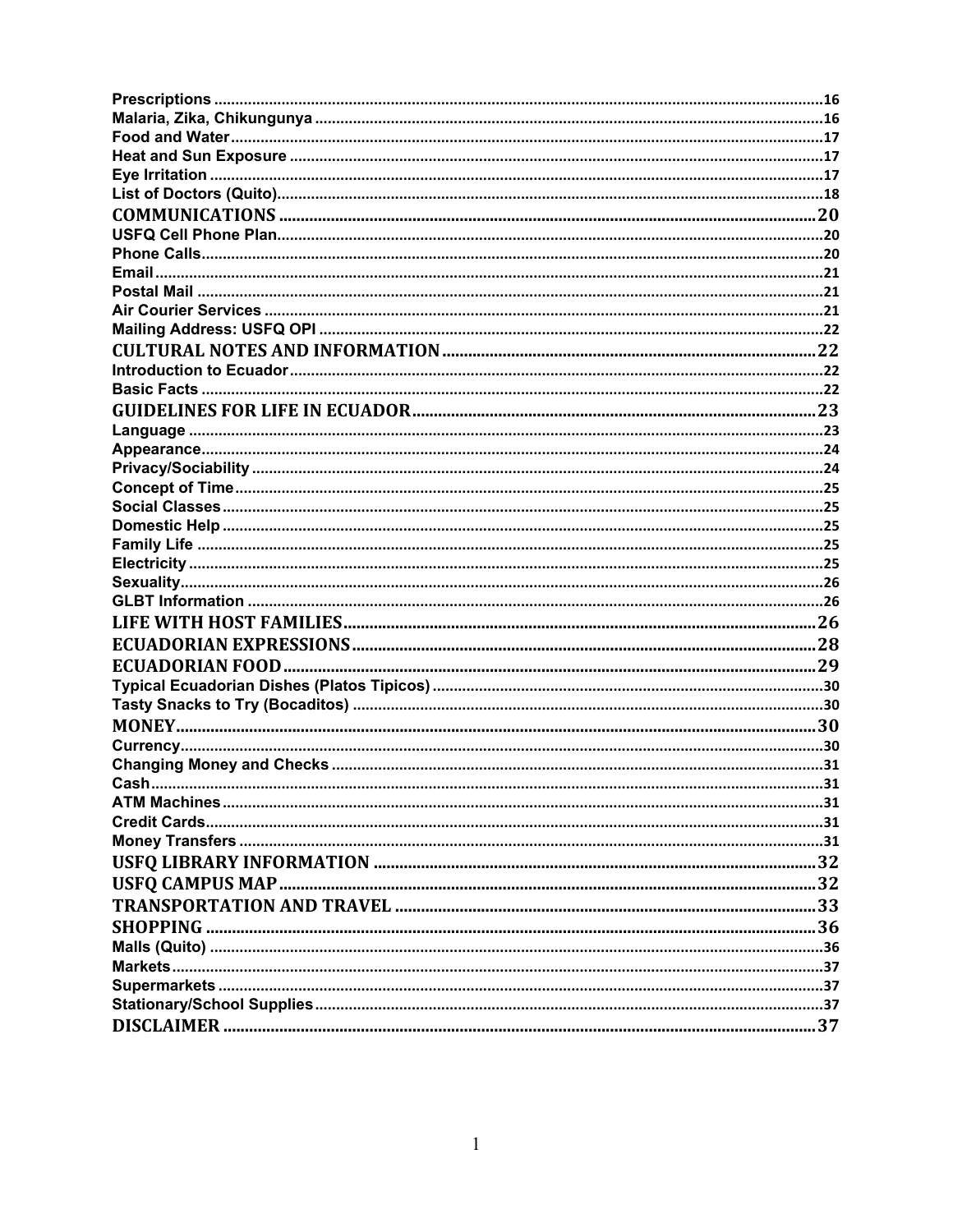Prescriptions ....................................................................................................................................16
Malaria, Zika, Chikungunya .........................................................................................................16
Food and Water ...............................................................................................................................17
Heat and Sun Exposure ..................................................................................................................17
Eye Irritation .....................................................................................................................................17
List of Doctors (Quito) ....................................................................................................................18

**COMMUNICATIONS** ............................................................................................................20

USFQ Cell Phone Plan ....................................................................................................................20
Phone Calls .......................................................................................................................................20
Email ..................................................................................................................................................21
Postal Mail ........................................................................................................................................21
Air Courier Services .......................................................................................................................21
Mailing Address: USFQ OPI ..........................................................................................................22

**CULTURAL NOTES AND INFORMATION** ............................................................................22

Introduction to Ecuador ..................................................................................................................22
Basic Facts ........................................................................................................................................22

**GUIDELINES FOR LIFE IN ECUADOR** ..................................................................................23

Language ..........................................................................................................................................23
Appearance .......................................................................................................................................24
Privacy/Sociability ...........................................................................................................................24
Concept of Time ...............................................................................................................................25
Social Classes ..................................................................................................................................25
Domestic Help ..................................................................................................................................25
Family Life ........................................................................................................................................25
Electricity ..........................................................................................................................................25
Sexuality ............................................................................................................................................26
GLBT Information ............................................................................................................................26

**LIFE WITH HOST FAMILIES** ...................................................................................................26

**ECUADORIAN EXPRESSIONS** ................................................................................................28

**ECUADORIAN FOOD** ................................................................................................................29

Typical Ecuadorian Dishes (Platos Tipicos) .................................................................................30
Tasty Snacks to Try (Bocaditos) ....................................................................................................30

**MONEY** .........................................................................................................................................30

Currency ............................................................................................................................................30
Changing Money and Checks .........................................................................................................31
Cash ...................................................................................................................................................31
ATM Machines ..................................................................................................................................31
Credit Cards ......................................................................................................................................31
Money Transfers ..............................................................................................................................31

**USFQ LIBRARY INFORMATION** ..............................................................................................32

**USFQ CAMPUS MAP** ..................................................................................................................32

**TRANSPORTATION AND TRAVEL** ..........................................................................................33

**SHOPPING** ....................................................................................................................................36

Malls (Quito) .....................................................................................................................................36
Markets ..............................................................................................................................................37
Supermarkets ...................................................................................................................................37
Stationary/School Supplies .............................................................................................................37

**DISCLAIMER** ................................................................................................................................37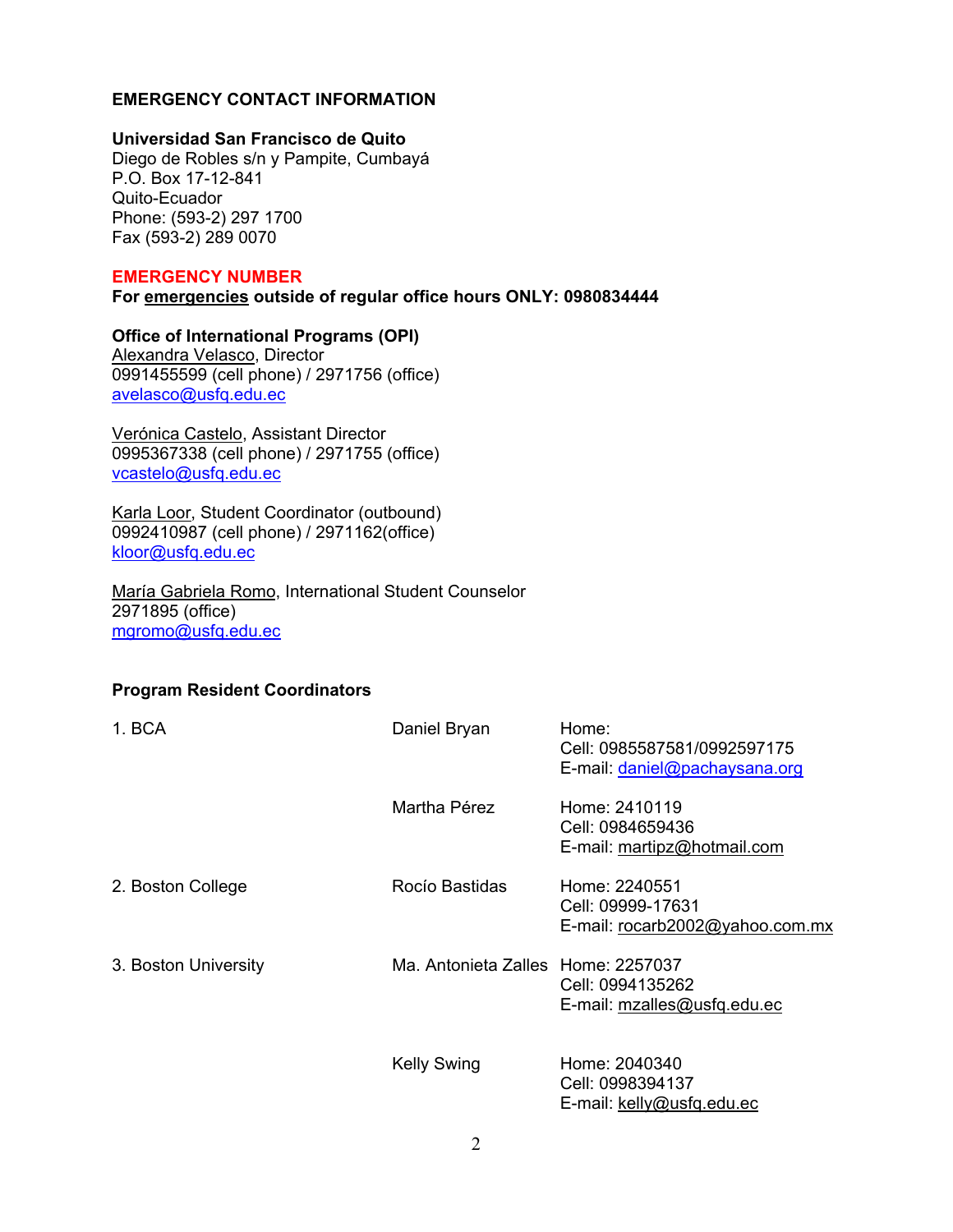## EMERGENCY CONTACT INFORMATION

**Universidad San Francisco de Quito**
Diego de Robles s/n y Pampite, Cumbayá
P.O. Box 17-12-841
Quito-Ecuador
Phone: (593-2) 297 1700
Fax (593-2) 289 0070

**EMERGENCY NUMBER**
**For emergencies outside of regular office hours ONLY: 0980834444**

**Office of International Programs (OPI)**
Alexandra Velasco, Director
0991455599 (cell phone) / 2971756 (office)
avelasco@usfq.edu.ec

Verónica Castelo, Assistant Director
0995367338 (cell phone) / 2971755 (office)
vcastelo@usfq.edu.ec

Karla Loor, Student Coordinator (outbound)
0992410987 (cell phone) / 2971162(office)
kloor@usfq.edu.ec

María Gabriela Romo, International Student Counselor
2971895 (office)
mgromo@usfq.edu.ec

**Program Resident Coordinators**

| Program | Coordinator | Contact |
|---|---|---|
| 1. BCA | Daniel Bryan | Home:<br>Cell: 0985587581/0992597175<br>E-mail: daniel@pachaysana.org |
| | Martha Pérez | Home: 2410119<br>Cell: 0984659436<br>E-mail: martipz@hotmail.com |
| 2. Boston College | Rocío Bastidas | Home: 2240551<br>Cell: 09999-17631<br>E-mail: rocarb2002@yahoo.com.mx |
| 3. Boston University | Ma. Antonieta Zalles | Home: 2257037<br>Cell: 0994135262<br>E-mail: mzalles@usfq.edu.ec |
| | Kelly Swing | Home: 2040340<br>Cell: 0998394137<br>E-mail: kelly@usfq.edu.ec |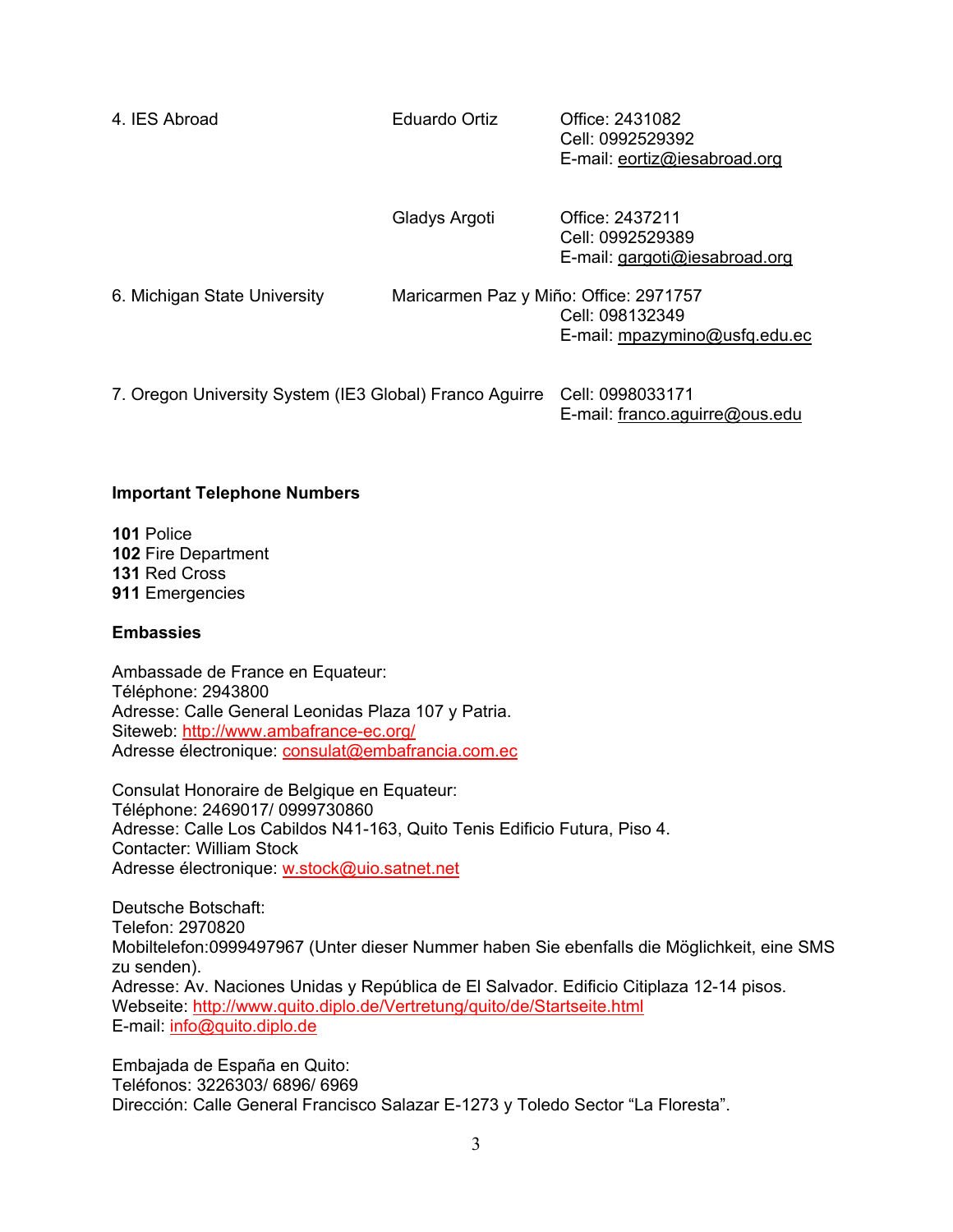| | | |
|---|---|---|
| 4. IES Abroad | Eduardo Ortiz | Office: 2431082<br>Cell: 0992529392<br>E-mail: eortiz@iesabroad.org |
| | Gladys Argoti | Office: 2437211<br>Cell: 0992529389<br>E-mail: gargoti@iesabroad.org |
| 6. Michigan State University | Maricarmen Paz y Miño: | Office: 2971757<br>Cell: 098132349<br>E-mail: mpazymino@usfq.edu.ec |
| 7. Oregon University System (IE3 Global) | Franco Aguirre | Cell: 0998033171<br>E-mail: franco.aguirre@ous.edu |

**Important Telephone Numbers**

**101** Police
**102** Fire Department
**131** Red Cross
**911** Emergencies

**Embassies**

Ambassade de France en Equateur:
Téléphone: 2943800
Adresse: Calle General Leonidas Plaza 107 y Patria.
Siteweb: http://www.ambafrance-ec.org/
Adresse électronique: consulat@embafrancia.com.ec

Consulat Honoraire de Belgique en Equateur:
Téléphone: 2469017/ 0999730860
Adresse: Calle Los Cabildos N41-163, Quito Tenis Edificio Futura, Piso 4.
Contacter: William Stock
Adresse électronique: w.stock@uio.satnet.net

Deutsche Botschaft:
Telefon: 2970820
Mobiltelefon:0999497967 (Unter dieser Nummer haben Sie ebenfalls die Möglichkeit, eine SMS zu senden).
Adresse: Av. Naciones Unidas y República de El Salvador. Edificio Citiplaza 12-14 pisos.
Webseite: http://www.quito.diplo.de/Vertretung/quito/de/Startseite.html
E-mail: info@quito.diplo.de

Embajada de España en Quito:
Teléfonos: 3226303/ 6896/ 6969
Dirección: Calle General Francisco Salazar E-1273 y Toledo Sector "La Floresta".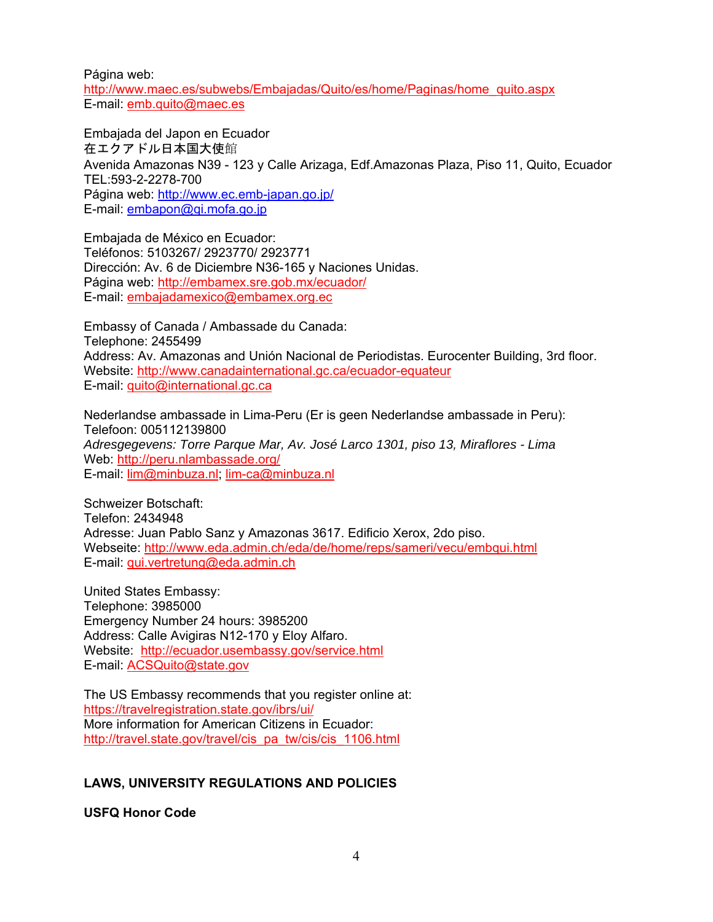Página web:
http://www.maec.es/subwebs/Embajadas/Quito/es/home/Paginas/home_quito.aspx
E-mail: emb.quito@maec.es

Embajada del Japon en Ecuador
在エクアドル日本国大使館
Avenida Amazonas N39 - 123 y Calle Arizaga, Edf.Amazonas Plaza, Piso 11, Quito, Ecuador
TEL:593-2-2278-700
Página web: http://www.ec.emb-japan.go.jp/
E-mail: embapon@qi.mofa.go.jp

Embajada de México en Ecuador:
Teléfonos: 5103267/ 2923770/ 2923771
Dirección: Av. 6 de Diciembre N36-165 y Naciones Unidas.
Página web: http://embamex.sre.gob.mx/ecuador/
E-mail: embajadamexico@embamex.org.ec

Embassy of Canada / Ambassade du Canada:
Telephone: 2455499
Address: Av. Amazonas and Unión Nacional de Periodistas. Eurocenter Building, 3rd floor.
Website: http://www.canadainternational.gc.ca/ecuador-equateur
E-mail: quito@international.gc.ca

Nederlandse ambassade in Lima-Peru (Er is geen Nederlandse ambassade in Peru):
Telefoon: 005112139800
*Adresgegevens: Torre Parque Mar, Av. José Larco 1301, piso 13, Miraflores - Lima*
Web: http://peru.nlambassade.org/
E-mail: lim@minbuza.nl; lim-ca@minbuza.nl

Schweizer Botschaft:
Telefon: 2434948
Adresse: Juan Pablo Sanz y Amazonas 3617. Edificio Xerox, 2do piso.
Webseite: http://www.eda.admin.ch/eda/de/home/reps/sameri/vecu/embqui.html
E-mail: qui.vertretung@eda.admin.ch

United States Embassy:
Telephone: 3985000
Emergency Number 24 hours: 3985200
Address: Calle Avigiras N12-170 y Eloy Alfaro.
Website: http://ecuador.usembassy.gov/service.html
E-mail: ACSQuito@state.gov

The US Embassy recommends that you register online at:
https://travelregistration.state.gov/ibrs/ui/
More information for American Citizens in Ecuador:
http://travel.state.gov/travel/cis_pa_tw/cis/cis_1106.html

## LAWS, UNIVERSITY REGULATIONS AND POLICIES

### USFQ Honor Code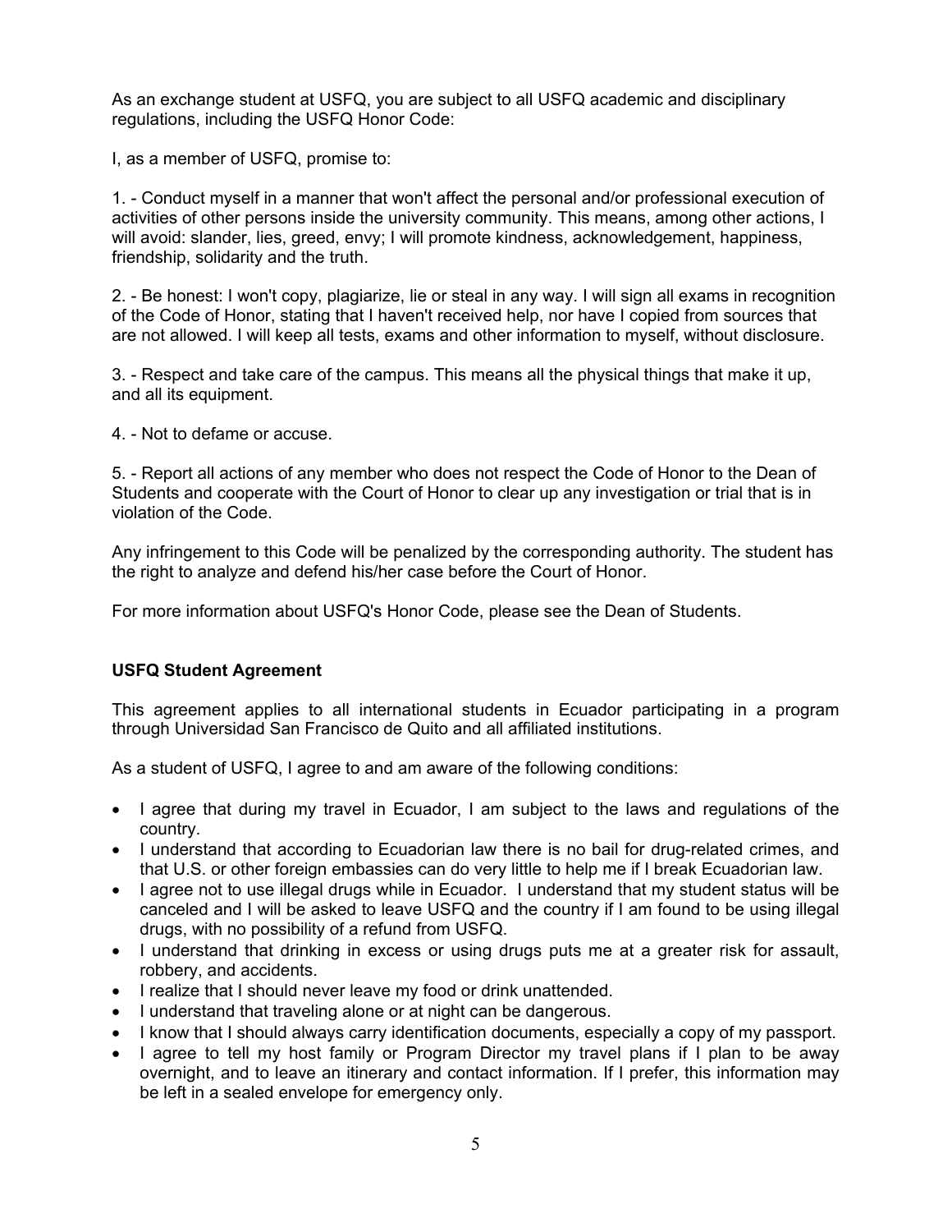As an exchange student at USFQ, you are subject to all USFQ academic and disciplinary regulations, including the USFQ Honor Code:

I, as a member of USFQ, promise to:

1. - Conduct myself in a manner that won't affect the personal and/or professional execution of activities of other persons inside the university community. This means, among other actions, I will avoid: slander, lies, greed, envy; I will promote kindness, acknowledgement, happiness, friendship, solidarity and the truth.

2. - Be honest: I won't copy, plagiarize, lie or steal in any way. I will sign all exams in recognition of the Code of Honor, stating that I haven't received help, nor have I copied from sources that are not allowed. I will keep all tests, exams and other information to myself, without disclosure.

3. - Respect and take care of the campus. This means all the physical things that make it up, and all its equipment.

4. - Not to defame or accuse.

5. - Report all actions of any member who does not respect the Code of Honor to the Dean of Students and cooperate with the Court of Honor to clear up any investigation or trial that is in violation of the Code.

Any infringement to this Code will be penalized by the corresponding authority. The student has the right to analyze and defend his/her case before the Court of Honor.

For more information about USFQ's Honor Code, please see the Dean of Students.

**USFQ Student Agreement**

This agreement applies to all international students in Ecuador participating in a program through Universidad San Francisco de Quito and all affiliated institutions.

As a student of USFQ, I agree to and am aware of the following conditions:

- I agree that during my travel in Ecuador, I am subject to the laws and regulations of the country.
- I understand that according to Ecuadorian law there is no bail for drug-related crimes, and that U.S. or other foreign embassies can do very little to help me if I break Ecuadorian law.
- I agree not to use illegal drugs while in Ecuador. I understand that my student status will be canceled and I will be asked to leave USFQ and the country if I am found to be using illegal drugs, with no possibility of a refund from USFQ.
- I understand that drinking in excess or using drugs puts me at a greater risk for assault, robbery, and accidents.
- I realize that I should never leave my food or drink unattended.
- I understand that traveling alone or at night can be dangerous.
- I know that I should always carry identification documents, especially a copy of my passport.
- I agree to tell my host family or Program Director my travel plans if I plan to be away overnight, and to leave an itinerary and contact information. If I prefer, this information may be left in a sealed envelope for emergency only.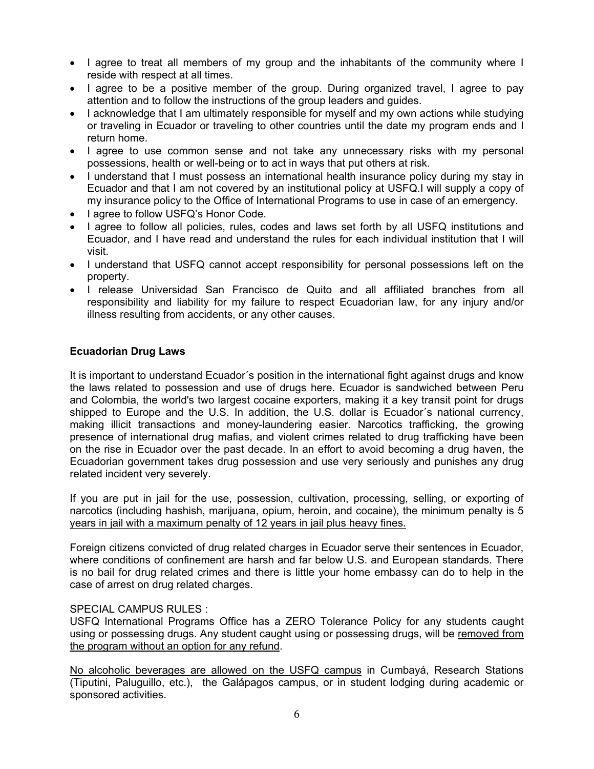- I agree to treat all members of my group and the inhabitants of the community where I reside with respect at all times.
- I agree to be a positive member of the group. During organized travel, I agree to pay attention and to follow the instructions of the group leaders and guides.
- I acknowledge that I am ultimately responsible for myself and my own actions while studying or traveling in Ecuador or traveling to other countries until the date my program ends and I return home.
- I agree to use common sense and not take any unnecessary risks with my personal possessions, health or well-being or to act in ways that put others at risk.
- I understand that I must possess an international health insurance policy during my stay in Ecuador and that I am not covered by an institutional policy at USFQ.I will supply a copy of my insurance policy to the Office of International Programs to use in case of an emergency.
- I agree to follow USFQ's Honor Code.
- I agree to follow all policies, rules, codes and laws set forth by all USFQ institutions and Ecuador, and I have read and understand the rules for each individual institution that I will visit.
- I understand that USFQ cannot accept responsibility for personal possessions left on the property.
- I release Universidad San Francisco de Quito and all affiliated branches from all responsibility and liability for my failure to respect Ecuadorian law, for any injury and/or illness resulting from accidents, or any other causes.

**Ecuadorian Drug Laws**

It is important to understand Ecuador´s position in the international fight against drugs and know the laws related to possession and use of drugs here. Ecuador is sandwiched between Peru and Colombia, the world's two largest cocaine exporters, making it a key transit point for drugs shipped to Europe and the U.S. In addition, the U.S. dollar is Ecuador´s national currency, making illicit transactions and money-laundering easier. Narcotics trafficking, the growing presence of international drug mafias, and violent crimes related to drug trafficking have been on the rise in Ecuador over the past decade. In an effort to avoid becoming a drug haven, the Ecuadorian government takes drug possession and use very seriously and punishes any drug related incident very severely.

If you are put in jail for the use, possession, cultivation, processing, selling, or exporting of narcotics (including hashish, marijuana, opium, heroin, and cocaine), the minimum penalty is 5 years in jail with a maximum penalty of 12 years in jail plus heavy fines.

Foreign citizens convicted of drug related charges in Ecuador serve their sentences in Ecuador, where conditions of confinement are harsh and far below U.S. and European standards. There is no bail for drug related crimes and there is little your home embassy can do to help in the case of arrest on drug related charges.

SPECIAL CAMPUS RULES :
USFQ International Programs Office has a ZERO Tolerance Policy for any students caught using or possessing drugs. Any student caught using or possessing drugs, will be removed from the program without an option for any refund.

No alcoholic beverages are allowed on the USFQ campus in Cumbayá, Research Stations (Tiputini, Paluguillo, etc.), the Galápagos campus, or in student lodging during academic or sponsored activities.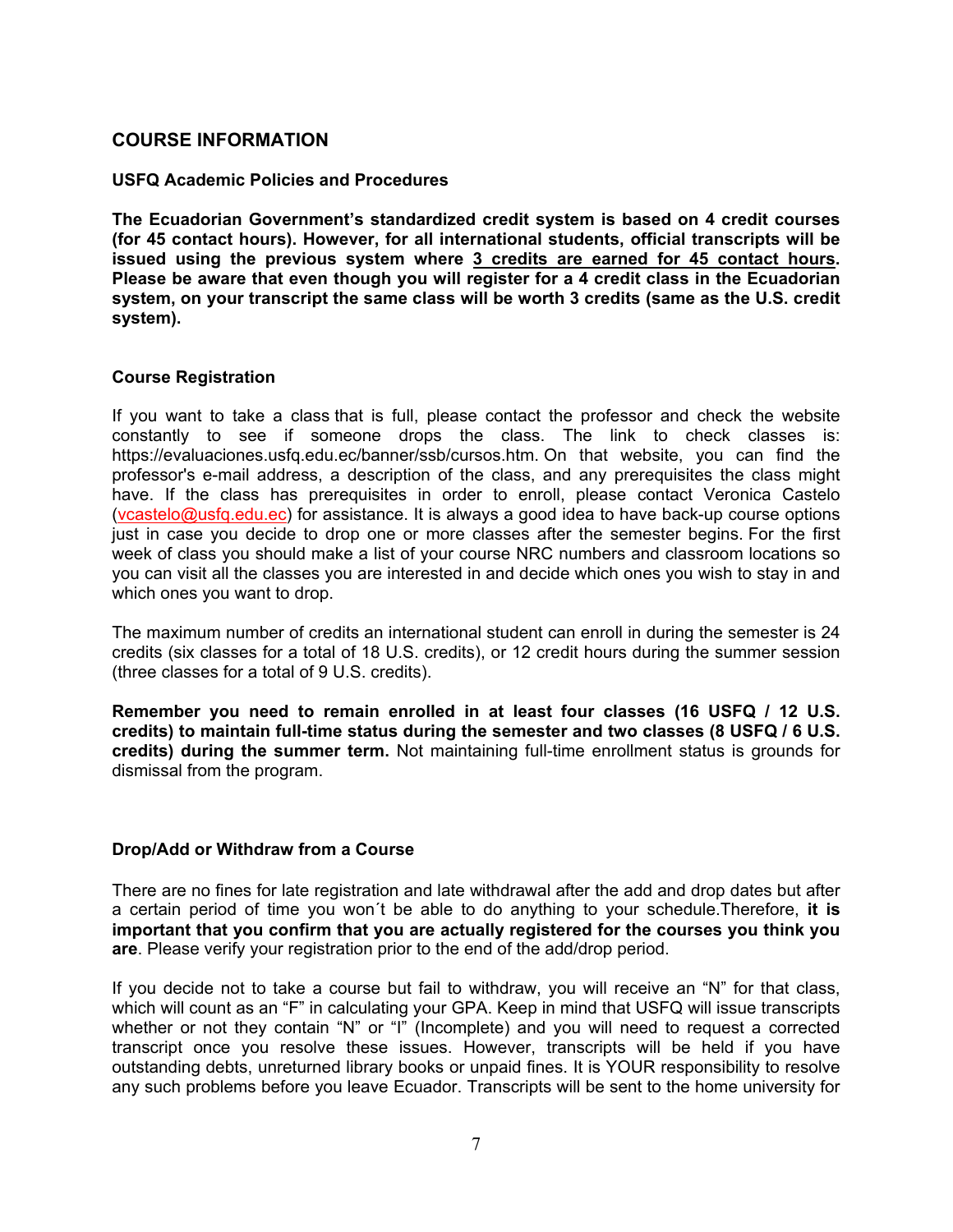## COURSE INFORMATION

### USFQ Academic Policies and Procedures

**The Ecuadorian Government's standardized credit system is based on 4 credit courses (for 45 contact hours). However, for all international students, official transcripts will be issued using the previous system where <u>3 credits are earned for 45 contact hours</u>. Please be aware that even though you will register for a 4 credit class in the Ecuadorian system, on your transcript the same class will be worth 3 credits (same as the U.S. credit system).**

### Course Registration

If you want to take a class that is full, please contact the professor and check the website constantly to see if someone drops the class. The link to check classes is: https://evaluaciones.usfq.edu.ec/banner/ssb/cursos.htm. On that website, you can find the professor's e-mail address, a description of the class, and any prerequisites the class might have. If the class has prerequisites in order to enroll, please contact Veronica Castelo (vcastelo@usfq.edu.ec) for assistance. It is always a good idea to have back-up course options just in case you decide to drop one or more classes after the semester begins. For the first week of class you should make a list of your course NRC numbers and classroom locations so you can visit all the classes you are interested in and decide which ones you wish to stay in and which ones you want to drop.

The maximum number of credits an international student can enroll in during the semester is 24 credits (six classes for a total of 18 U.S. credits), or 12 credit hours during the summer session (three classes for a total of 9 U.S. credits).

**Remember you need to remain enrolled in at least four classes (16 USFQ / 12 U.S. credits) to maintain full-time status during the semester and two classes (8 USFQ / 6 U.S. credits) during the summer term.** Not maintaining full-time enrollment status is grounds for dismissal from the program.

### Drop/Add or Withdraw from a Course

There are no fines for late registration and late withdrawal after the add and drop dates but after a certain period of time you won´t be able to do anything to your schedule.Therefore, **it is important that you confirm that you are actually registered for the courses you think you are**. Please verify your registration prior to the end of the add/drop period.

If you decide not to take a course but fail to withdraw, you will receive an "N" for that class, which will count as an "F" in calculating your GPA. Keep in mind that USFQ will issue transcripts whether or not they contain "N" or "I" (Incomplete) and you will need to request a corrected transcript once you resolve these issues. However, transcripts will be held if you have outstanding debts, unreturned library books or unpaid fines. It is YOUR responsibility to resolve any such problems before you leave Ecuador. Transcripts will be sent to the home university for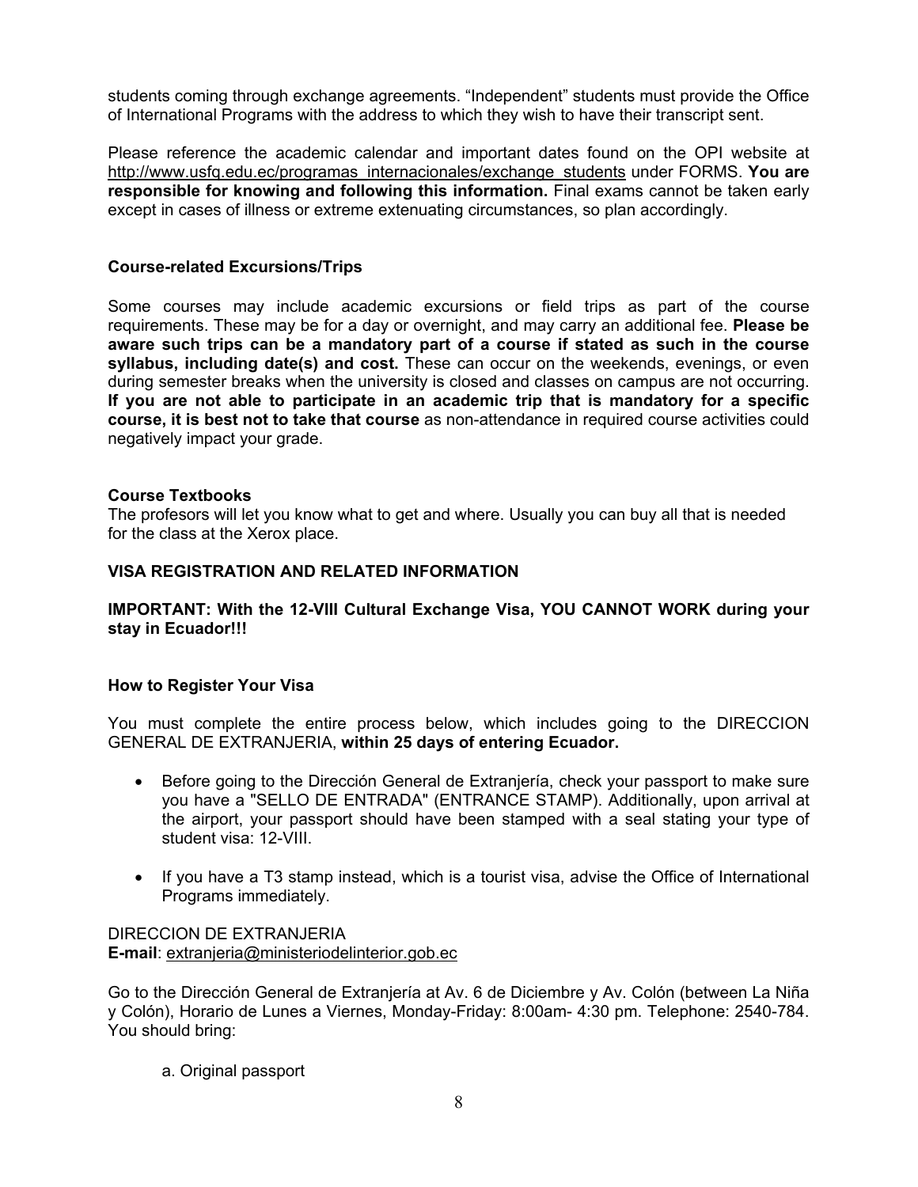students coming through exchange agreements. "Independent" students must provide the Office of International Programs with the address to which they wish to have their transcript sent.

Please reference the academic calendar and important dates found on the OPI website at http://www.usfq.edu.ec/programas_internacionales/exchange_students under FORMS. **You are responsible for knowing and following this information.** Final exams cannot be taken early except in cases of illness or extreme extenuating circumstances, so plan accordingly.

### Course-related Excursions/Trips

Some courses may include academic excursions or field trips as part of the course requirements. These may be for a day or overnight, and may carry an additional fee. **Please be aware such trips can be a mandatory part of a course if stated as such in the course syllabus, including date(s) and cost.** These can occur on the weekends, evenings, or even during semester breaks when the university is closed and classes on campus are not occurring. **If you are not able to participate in an academic trip that is mandatory for a specific course, it is best not to take that course** as non-attendance in required course activities could negatively impact your grade.

### Course Textbooks

The profesors will let you know what to get and where. Usually you can buy all that is needed for the class at the Xerox place.

## VISA REGISTRATION AND RELATED INFORMATION

**IMPORTANT: With the 12-VIII Cultural Exchange Visa, YOU CANNOT WORK during your stay in Ecuador!!!**

### How to Register Your Visa

You must complete the entire process below, which includes going to the DIRECCION GENERAL DE EXTRANJERIA, **within 25 days of entering Ecuador.**

- Before going to the Dirección General de Extranjería, check your passport to make sure you have a "SELLO DE ENTRADA" (ENTRANCE STAMP). Additionally, upon arrival at the airport, your passport should have been stamped with a seal stating your type of student visa: 12-VIII.
- If you have a T3 stamp instead, which is a tourist visa, advise the Office of International Programs immediately.

DIRECCION DE EXTRANJERIA
**E-mail**: extranjeria@ministeriodelinterior.gob.ec

Go to the Dirección General de Extranjería at Av. 6 de Diciembre y Av. Colón (between La Niña y Colón), Horario de Lunes a Viernes, Monday-Friday: 8:00am- 4:30 pm. Telephone: 2540-784. You should bring:

a. Original passport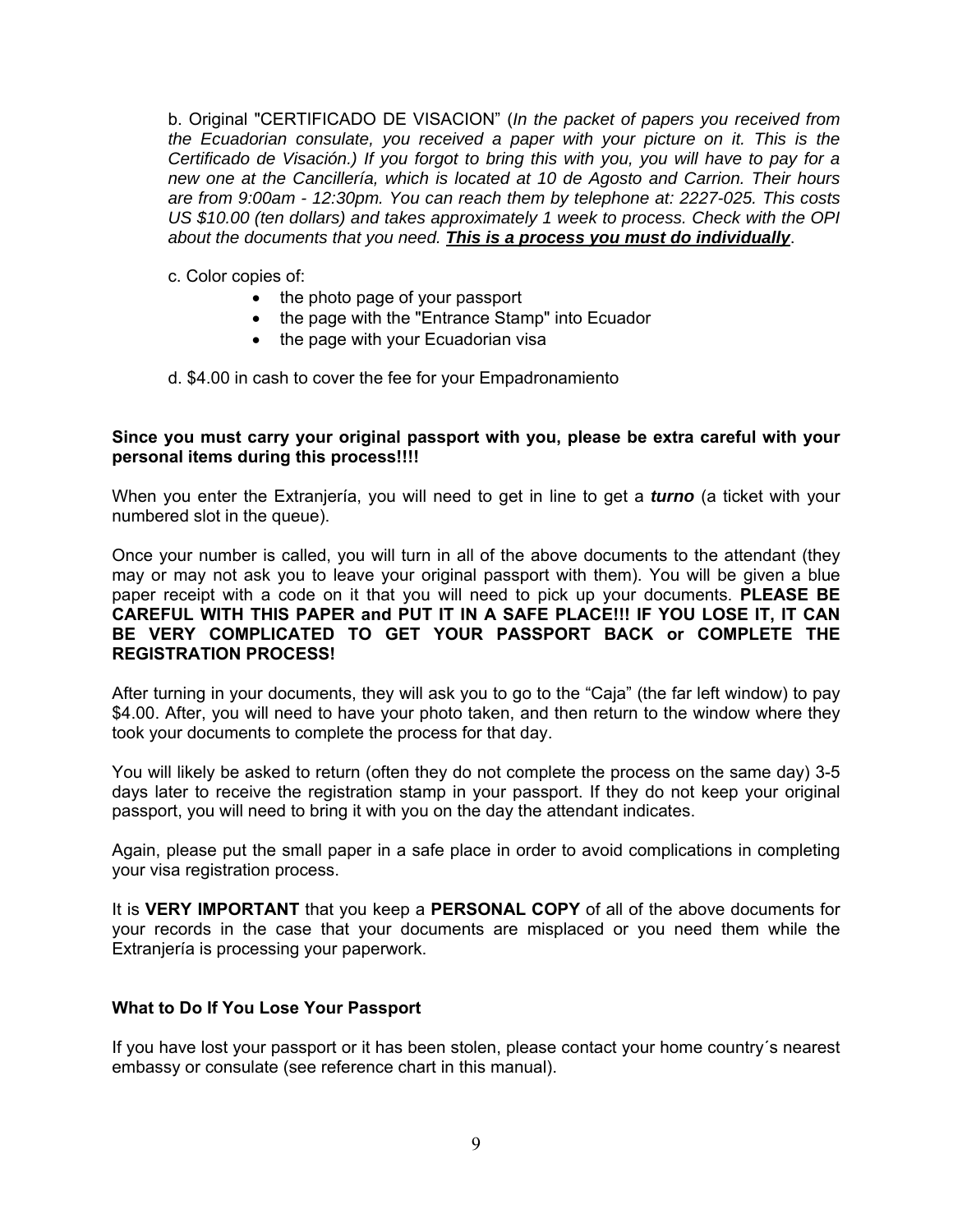b. Original "CERTIFICADO DE VISACION" (*In the packet of papers you received from the Ecuadorian consulate, you received a paper with your picture on it. This is the Certificado de Visación.) If you forgot to bring this with you, you will have to pay for a new one at the Cancillería, which is located at 10 de Agosto and Carrion. Their hours are from 9:00am - 12:30pm. You can reach them by telephone at: 2227-025. This costs US $10.00 (ten dollars) and takes approximately 1 week to process. Check with the OPI about the documents that you need.* ***<u>This is a process you must do individually</u>***.

c. Color copies of:

- the photo page of your passport
- the page with the "Entrance Stamp" into Ecuador
- the page with your Ecuadorian visa

d. $4.00 in cash to cover the fee for your Empadronamiento

**Since you must carry your original passport with you, please be extra careful with your personal items during this process!!!!**

When you enter the Extranjería, you will need to get in line to get a ***turno*** (a ticket with your numbered slot in the queue).

Once your number is called, you will turn in all of the above documents to the attendant (they may or may not ask you to leave your original passport with them). You will be given a blue paper receipt with a code on it that you will need to pick up your documents. **PLEASE BE CAREFUL WITH THIS PAPER and PUT IT IN A SAFE PLACE!!! IF YOU LOSE IT, IT CAN BE VERY COMPLICATED TO GET YOUR PASSPORT BACK or COMPLETE THE REGISTRATION PROCESS!**

After turning in your documents, they will ask you to go to the "Caja" (the far left window) to pay $4.00. After, you will need to have your photo taken, and then return to the window where they took your documents to complete the process for that day.

You will likely be asked to return (often they do not complete the process on the same day) 3-5 days later to receive the registration stamp in your passport. If they do not keep your original passport, you will need to bring it with you on the day the attendant indicates.

Again, please put the small paper in a safe place in order to avoid complications in completing your visa registration process.

It is **VERY IMPORTANT** that you keep a **PERSONAL COPY** of all of the above documents for your records in the case that your documents are misplaced or you need them while the Extranjería is processing your paperwork.

**What to Do If You Lose Your Passport**

If you have lost your passport or it has been stolen, please contact your home country´s nearest embassy or consulate (see reference chart in this manual).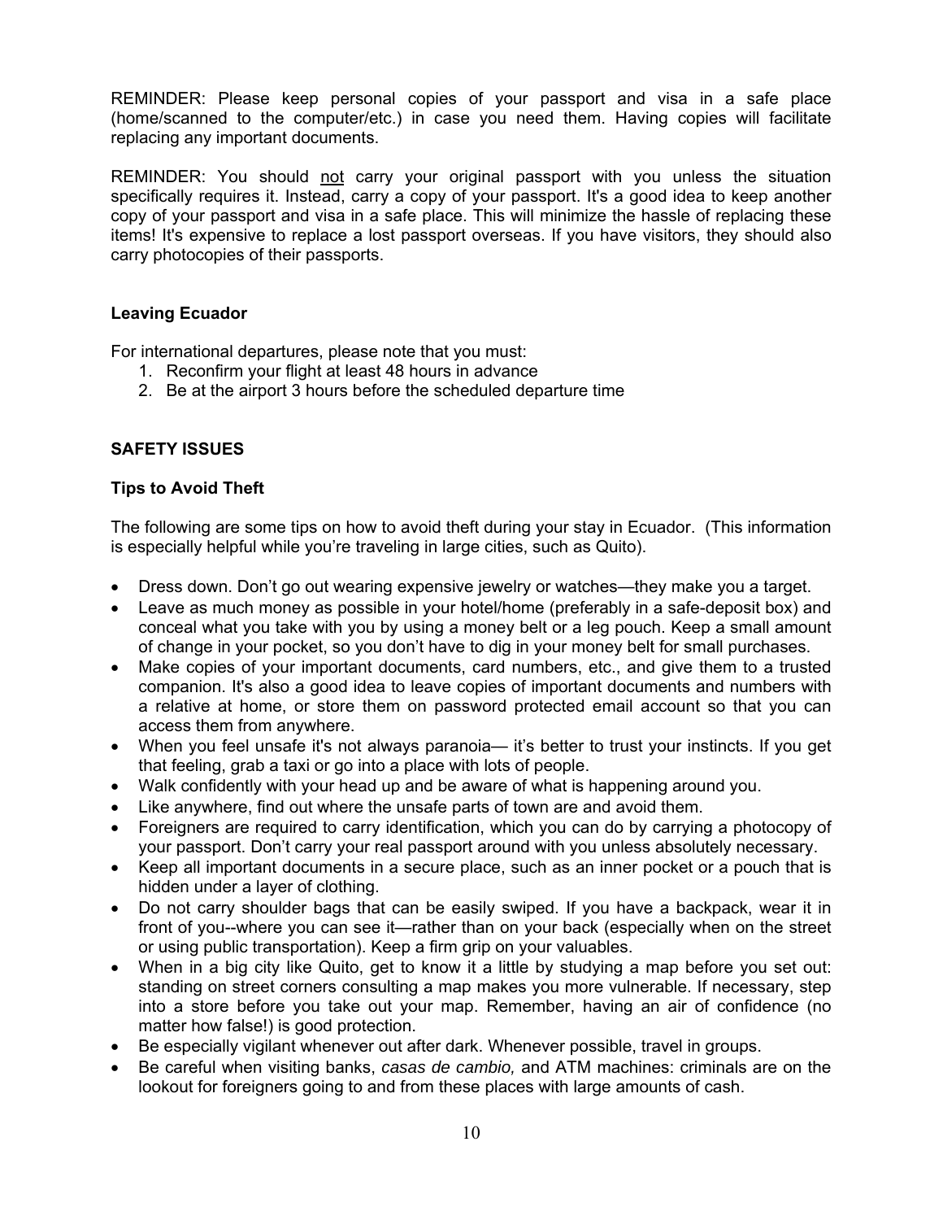REMINDER: Please keep personal copies of your passport and visa in a safe place (home/scanned to the computer/etc.) in case you need them. Having copies will facilitate replacing any important documents.

REMINDER: You should <u>not</u> carry your original passport with you unless the situation specifically requires it. Instead, carry a copy of your passport. It's a good idea to keep another copy of your passport and visa in a safe place. This will minimize the hassle of replacing these items! It's expensive to replace a lost passport overseas. If you have visitors, they should also carry photocopies of their passports.

### Leaving Ecuador

For international departures, please note that you must:

1. Reconfirm your flight at least 48 hours in advance
2. Be at the airport 3 hours before the scheduled departure time

## SAFETY ISSUES

### Tips to Avoid Theft

The following are some tips on how to avoid theft during your stay in Ecuador. (This information is especially helpful while you're traveling in large cities, such as Quito).

- Dress down. Don't go out wearing expensive jewelry or watches—they make you a target.
- Leave as much money as possible in your hotel/home (preferably in a safe-deposit box) and conceal what you take with you by using a money belt or a leg pouch. Keep a small amount of change in your pocket, so you don't have to dig in your money belt for small purchases.
- Make copies of your important documents, card numbers, etc., and give them to a trusted companion. It's also a good idea to leave copies of important documents and numbers with a relative at home, or store them on password protected email account so that you can access them from anywhere.
- When you feel unsafe it's not always paranoia— it's better to trust your instincts. If you get that feeling, grab a taxi or go into a place with lots of people.
- Walk confidently with your head up and be aware of what is happening around you.
- Like anywhere, find out where the unsafe parts of town are and avoid them.
- Foreigners are required to carry identification, which you can do by carrying a photocopy of your passport. Don't carry your real passport around with you unless absolutely necessary.
- Keep all important documents in a secure place, such as an inner pocket or a pouch that is hidden under a layer of clothing.
- Do not carry shoulder bags that can be easily swiped. If you have a backpack, wear it in front of you--where you can see it—rather than on your back (especially when on the street or using public transportation). Keep a firm grip on your valuables.
- When in a big city like Quito, get to know it a little by studying a map before you set out: standing on street corners consulting a map makes you more vulnerable. If necessary, step into a store before you take out your map. Remember, having an air of confidence (no matter how false!) is good protection.
- Be especially vigilant whenever out after dark. Whenever possible, travel in groups.
- Be careful when visiting banks, *casas de cambio,* and ATM machines: criminals are on the lookout for foreigners going to and from these places with large amounts of cash.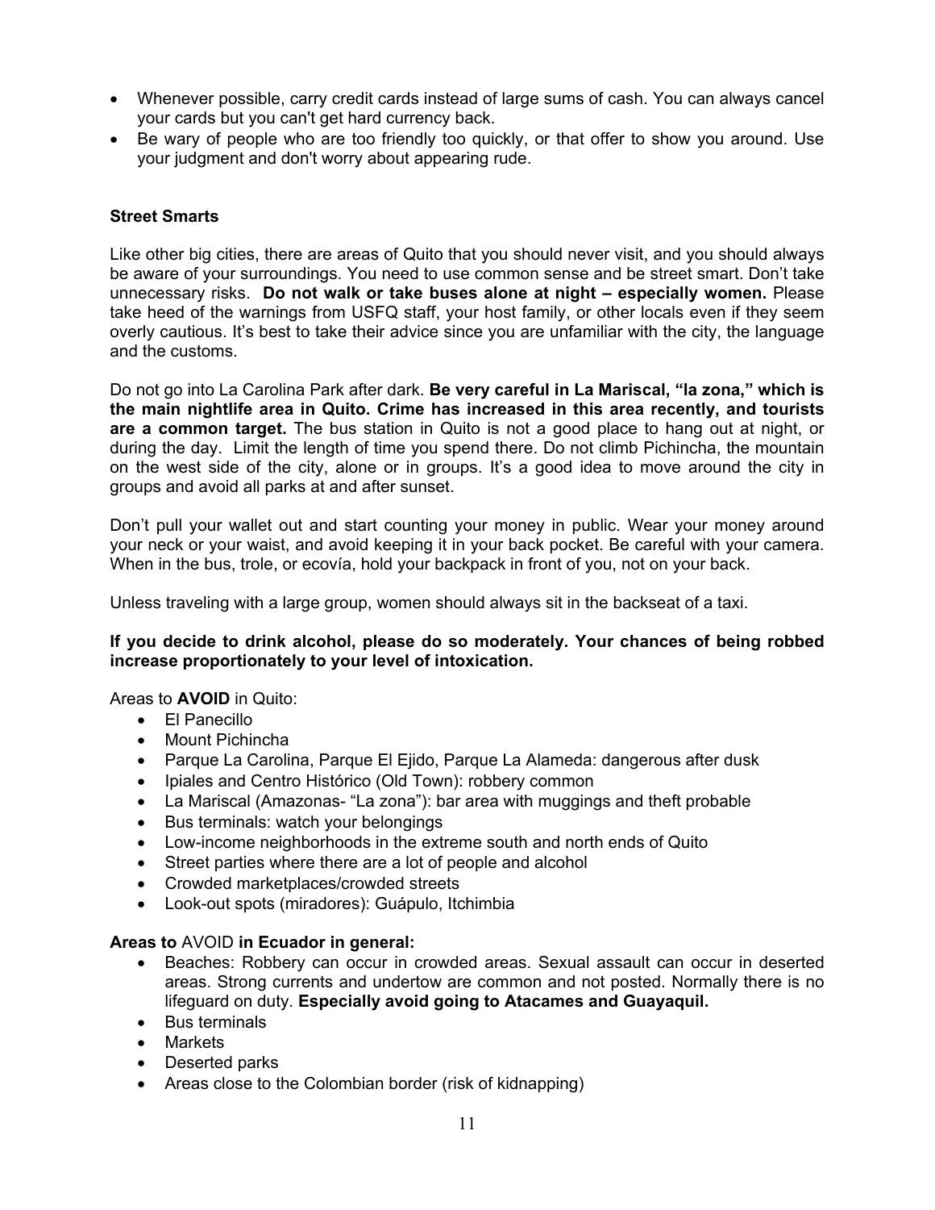- Whenever possible, carry credit cards instead of large sums of cash. You can always cancel your cards but you can't get hard currency back.
- Be wary of people who are too friendly too quickly, or that offer to show you around. Use your judgment and don't worry about appearing rude.

### Street Smarts

Like other big cities, there are areas of Quito that you should never visit, and you should always be aware of your surroundings. You need to use common sense and be street smart. Don't take unnecessary risks. **Do not walk or take buses alone at night – especially women.** Please take heed of the warnings from USFQ staff, your host family, or other locals even if they seem overly cautious. It's best to take their advice since you are unfamiliar with the city, the language and the customs.

Do not go into La Carolina Park after dark. **Be very careful in La Mariscal, "la zona," which is the main nightlife area in Quito. Crime has increased in this area recently, and tourists are a common target.** The bus station in Quito is not a good place to hang out at night, or during the day. Limit the length of time you spend there. Do not climb Pichincha, the mountain on the west side of the city, alone or in groups. It's a good idea to move around the city in groups and avoid all parks at and after sunset.

Don't pull your wallet out and start counting your money in public. Wear your money around your neck or your waist, and avoid keeping it in your back pocket. Be careful with your camera. When in the bus, trole, or ecovía, hold your backpack in front of you, not on your back.

Unless traveling with a large group, women should always sit in the backseat of a taxi.

**If you decide to drink alcohol, please do so moderately. Your chances of being robbed increase proportionately to your level of intoxication.**

Areas to **AVOID** in Quito:

- El Panecillo
- Mount Pichincha
- Parque La Carolina, Parque El Ejido, Parque La Alameda: dangerous after dusk
- Ipiales and Centro Histórico (Old Town): robbery common
- La Mariscal (Amazonas- "La zona"): bar area with muggings and theft probable
- Bus terminals: watch your belongings
- Low-income neighborhoods in the extreme south and north ends of Quito
- Street parties where there are a lot of people and alcohol
- Crowded marketplaces/crowded streets
- Look-out spots (miradores): Guápulo, Itchimbia

**Areas to** AVOID **in Ecuador in general:**

- Beaches: Robbery can occur in crowded areas. Sexual assault can occur in deserted areas. Strong currents and undertow are common and not posted. Normally there is no lifeguard on duty. **Especially avoid going to Atacames and Guayaquil.**
- Bus terminals
- Markets
- Deserted parks
- Areas close to the Colombian border (risk of kidnapping)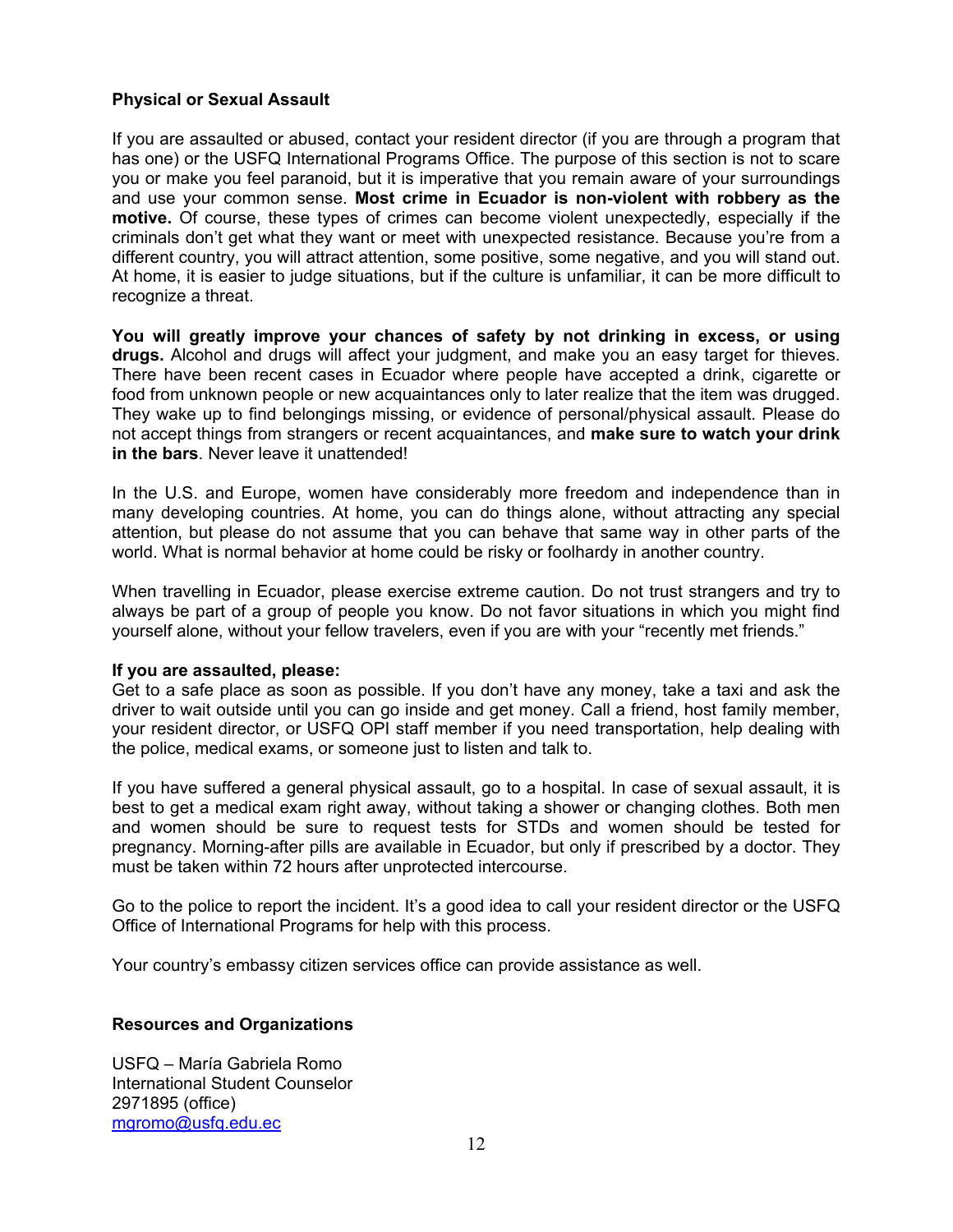### Physical or Sexual Assault

If you are assaulted or abused, contact your resident director (if you are through a program that has one) or the USFQ International Programs Office. The purpose of this section is not to scare you or make you feel paranoid, but it is imperative that you remain aware of your surroundings and use your common sense. **Most crime in Ecuador is non-violent with robbery as the motive.** Of course, these types of crimes can become violent unexpectedly, especially if the criminals don't get what they want or meet with unexpected resistance. Because you're from a different country, you will attract attention, some positive, some negative, and you will stand out. At home, it is easier to judge situations, but if the culture is unfamiliar, it can be more difficult to recognize a threat.

**You will greatly improve your chances of safety by not drinking in excess, or using drugs.** Alcohol and drugs will affect your judgment, and make you an easy target for thieves. There have been recent cases in Ecuador where people have accepted a drink, cigarette or food from unknown people or new acquaintances only to later realize that the item was drugged. They wake up to find belongings missing, or evidence of personal/physical assault. Please do not accept things from strangers or recent acquaintances, and **make sure to watch your drink in the bars**. Never leave it unattended!

In the U.S. and Europe, women have considerably more freedom and independence than in many developing countries. At home, you can do things alone, without attracting any special attention, but please do not assume that you can behave that same way in other parts of the world. What is normal behavior at home could be risky or foolhardy in another country.

When travelling in Ecuador, please exercise extreme caution. Do not trust strangers and try to always be part of a group of people you know. Do not favor situations in which you might find yourself alone, without your fellow travelers, even if you are with your "recently met friends."

**If you are assaulted, please:**
Get to a safe place as soon as possible. If you don't have any money, take a taxi and ask the driver to wait outside until you can go inside and get money. Call a friend, host family member, your resident director, or USFQ OPI staff member if you need transportation, help dealing with the police, medical exams, or someone just to listen and talk to.

If you have suffered a general physical assault, go to a hospital. In case of sexual assault, it is best to get a medical exam right away, without taking a shower or changing clothes. Both men and women should be sure to request tests for STDs and women should be tested for pregnancy. Morning-after pills are available in Ecuador, but only if prescribed by a doctor. They must be taken within 72 hours after unprotected intercourse.

Go to the police to report the incident. It's a good idea to call your resident director or the USFQ Office of International Programs for help with this process.

Your country's embassy citizen services office can provide assistance as well.

### Resources and Organizations

USFQ – María Gabriela Romo
International Student Counselor
2971895 (office)
mgromo@usfq.edu.ec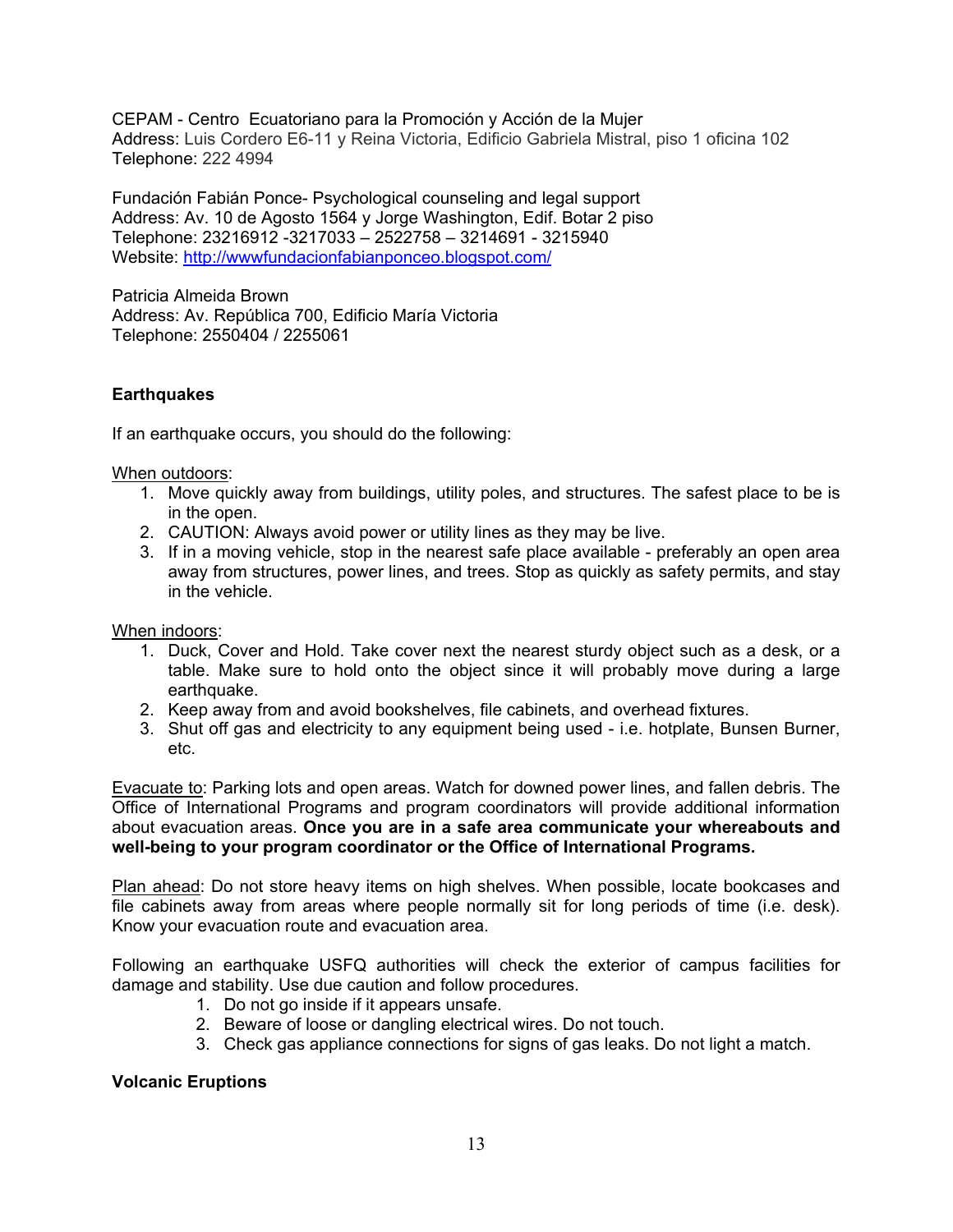CEPAM - Centro  Ecuatoriano para la Promoción y Acción de la Mujer
Address: Luis Cordero E6-11 y Reina Victoria, Edificio Gabriela Mistral, piso 1 oficina 102
Telephone: 222 4994

Fundación Fabián Ponce- Psychological counseling and legal support
Address: Av. 10 de Agosto 1564 y Jorge Washington, Edif. Botar 2 piso
Telephone: 23216912 -3217033 – 2522758 – 3214691 - 3215940
Website: [http://wwwfundacionfabianponceo.blogspot.com/](http://wwwfundacionfabianponceo.blogspot.com/)

Patricia Almeida Brown
Address: Av. República 700, Edificio María Victoria
Telephone: 2550404 / 2255061

**Earthquakes**

If an earthquake occurs, you should do the following:

When outdoors:

1. Move quickly away from buildings, utility poles, and structures. The safest place to be is in the open.
2. CAUTION: Always avoid power or utility lines as they may be live.
3. If in a moving vehicle, stop in the nearest safe place available - preferably an open area away from structures, power lines, and trees. Stop as quickly as safety permits, and stay in the vehicle.

When indoors:

1. Duck, Cover and Hold. Take cover next the nearest sturdy object such as a desk, or a table. Make sure to hold onto the object since it will probably move during a large earthquake.
2. Keep away from and avoid bookshelves, file cabinets, and overhead fixtures.
3. Shut off gas and electricity to any equipment being used - i.e. hotplate, Bunsen Burner, etc.

Evacuate to: Parking lots and open areas. Watch for downed power lines, and fallen debris. The Office of International Programs and program coordinators will provide additional information about evacuation areas. **Once you are in a safe area communicate your whereabouts and well-being to your program coordinator or the Office of International Programs.**

Plan ahead: Do not store heavy items on high shelves. When possible, locate bookcases and file cabinets away from areas where people normally sit for long periods of time (i.e. desk). Know your evacuation route and evacuation area.

Following an earthquake USFQ authorities will check the exterior of campus facilities for damage and stability. Use due caution and follow procedures.

1. Do not go inside if it appears unsafe.
2. Beware of loose or dangling electrical wires. Do not touch.
3. Check gas appliance connections for signs of gas leaks. Do not light a match.

**Volcanic Eruptions**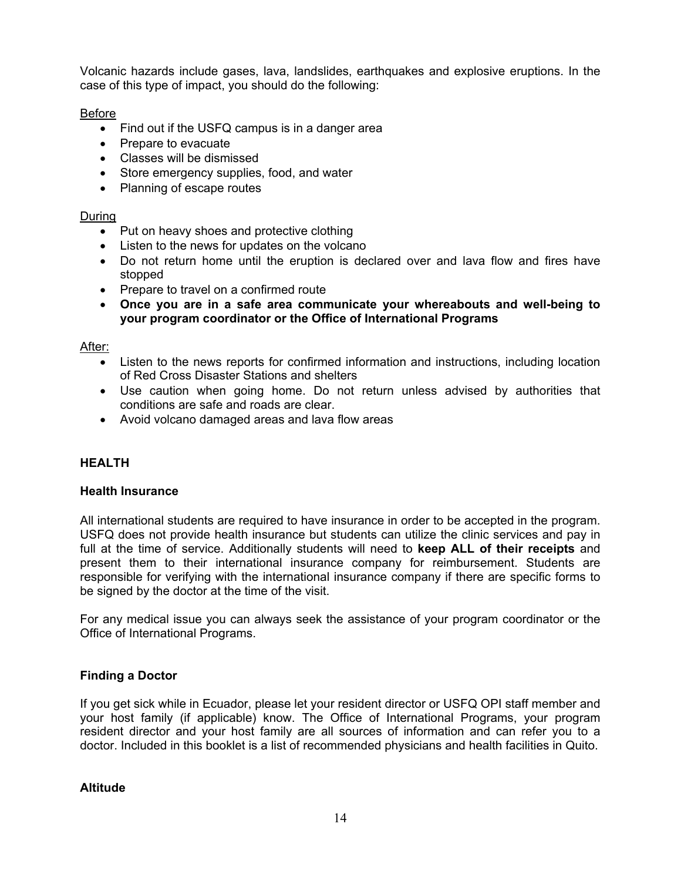Volcanic hazards include gases, lava, landslides, earthquakes and explosive eruptions. In the case of this type of impact, you should do the following:

Before

- Find out if the USFQ campus is in a danger area
- Prepare to evacuate
- Classes will be dismissed
- Store emergency supplies, food, and water
- Planning of escape routes

During

- Put on heavy shoes and protective clothing
- Listen to the news for updates on the volcano
- Do not return home until the eruption is declared over and lava flow and fires have stopped
- Prepare to travel on a confirmed route
- **Once you are in a safe area communicate your whereabouts and well-being to your program coordinator or the Office of International Programs**

After:

- Listen to the news reports for confirmed information and instructions, including location of Red Cross Disaster Stations and shelters
- Use caution when going home. Do not return unless advised by authorities that conditions are safe and roads are clear.
- Avoid volcano damaged areas and lava flow areas

## HEALTH

### Health Insurance

All international students are required to have insurance in order to be accepted in the program. USFQ does not provide health insurance but students can utilize the clinic services and pay in full at the time of service. Additionally students will need to **keep ALL of their receipts** and present them to their international insurance company for reimbursement. Students are responsible for verifying with the international insurance company if there are specific forms to be signed by the doctor at the time of the visit.

For any medical issue you can always seek the assistance of your program coordinator or the Office of International Programs.

### Finding a Doctor

If you get sick while in Ecuador, please let your resident director or USFQ OPI staff member and your host family (if applicable) know. The Office of International Programs, your program resident director and your host family are all sources of information and can refer you to a doctor. Included in this booklet is a list of recommended physicians and health facilities in Quito.

### Altitude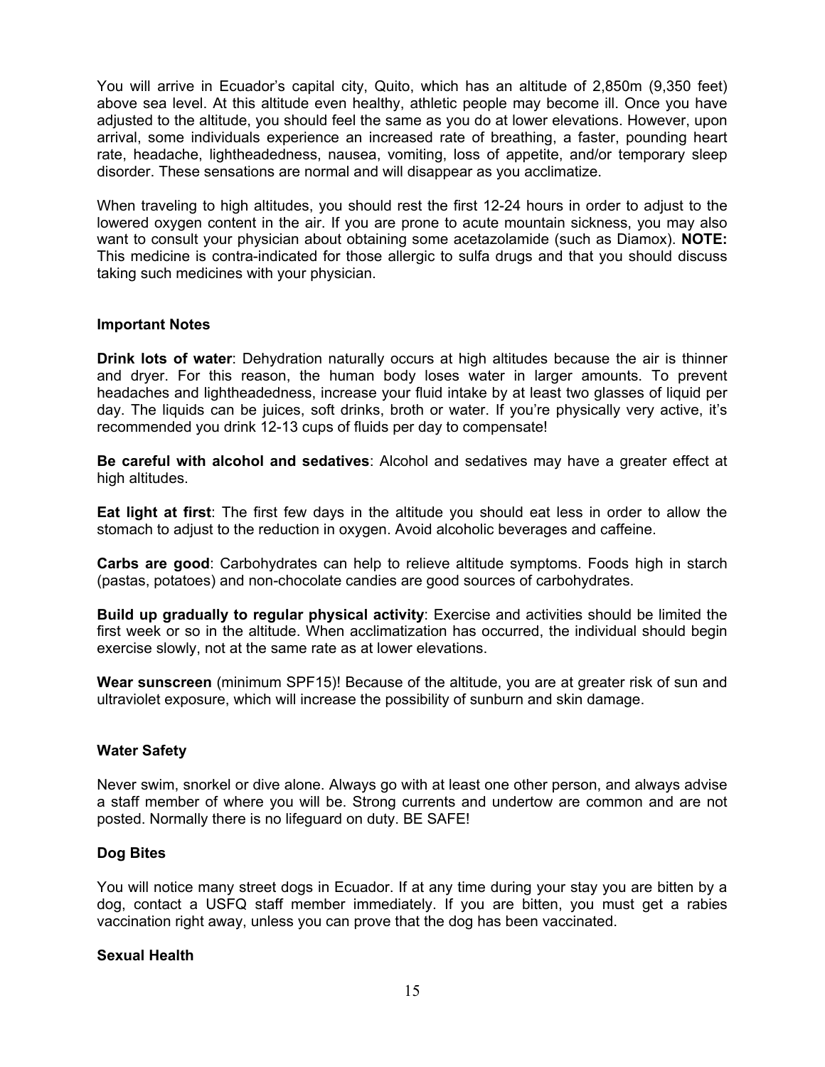You will arrive in Ecuador's capital city, Quito, which has an altitude of 2,850m (9,350 feet) above sea level. At this altitude even healthy, athletic people may become ill. Once you have adjusted to the altitude, you should feel the same as you do at lower elevations. However, upon arrival, some individuals experience an increased rate of breathing, a faster, pounding heart rate, headache, lightheadedness, nausea, vomiting, loss of appetite, and/or temporary sleep disorder. These sensations are normal and will disappear as you acclimatize.

When traveling to high altitudes, you should rest the first 12-24 hours in order to adjust to the lowered oxygen content in the air. If you are prone to acute mountain sickness, you may also want to consult your physician about obtaining some acetazolamide (such as Diamox). **NOTE:** This medicine is contra-indicated for those allergic to sulfa drugs and that you should discuss taking such medicines with your physician.

### Important Notes

**Drink lots of water**: Dehydration naturally occurs at high altitudes because the air is thinner and dryer. For this reason, the human body loses water in larger amounts. To prevent headaches and lightheadedness, increase your fluid intake by at least two glasses of liquid per day. The liquids can be juices, soft drinks, broth or water. If you're physically very active, it's recommended you drink 12-13 cups of fluids per day to compensate!

**Be careful with alcohol and sedatives**: Alcohol and sedatives may have a greater effect at high altitudes.

**Eat light at first**: The first few days in the altitude you should eat less in order to allow the stomach to adjust to the reduction in oxygen. Avoid alcoholic beverages and caffeine.

**Carbs are good**: Carbohydrates can help to relieve altitude symptoms. Foods high in starch (pastas, potatoes) and non-chocolate candies are good sources of carbohydrates.

**Build up gradually to regular physical activity**: Exercise and activities should be limited the first week or so in the altitude. When acclimatization has occurred, the individual should begin exercise slowly, not at the same rate as at lower elevations.

**Wear sunscreen** (minimum SPF15)! Because of the altitude, you are at greater risk of sun and ultraviolet exposure, which will increase the possibility of sunburn and skin damage.

### Water Safety

Never swim, snorkel or dive alone. Always go with at least one other person, and always advise a staff member of where you will be. Strong currents and undertow are common and are not posted. Normally there is no lifeguard on duty. BE SAFE!

### Dog Bites

You will notice many street dogs in Ecuador. If at any time during your stay you are bitten by a dog, contact a USFQ staff member immediately. If you are bitten, you must get a rabies vaccination right away, unless you can prove that the dog has been vaccinated.

### Sexual Health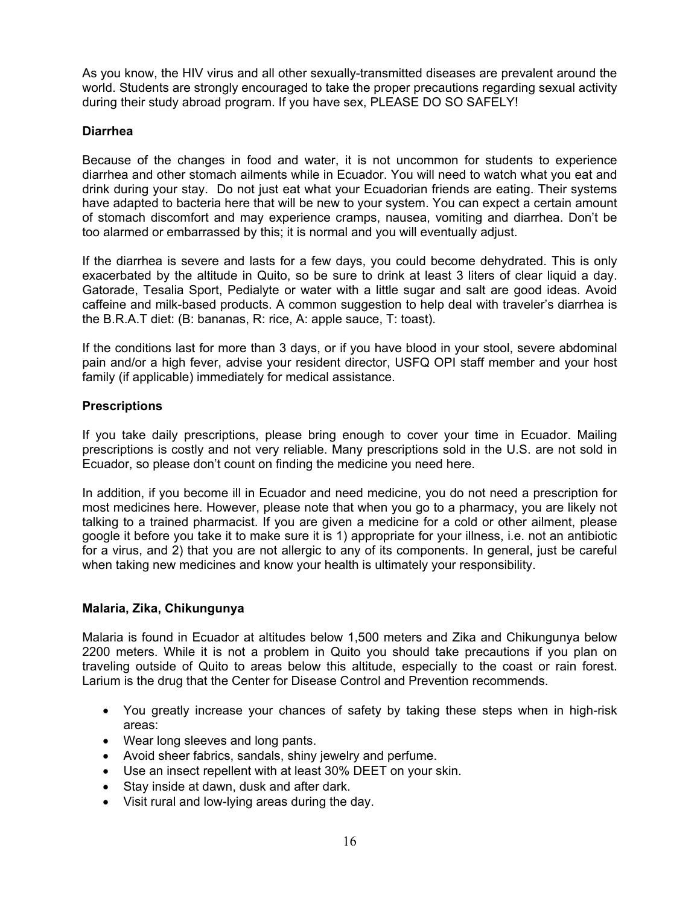As you know, the HIV virus and all other sexually-transmitted diseases are prevalent around the world. Students are strongly encouraged to take the proper precautions regarding sexual activity during their study abroad program. If you have sex, PLEASE DO SO SAFELY!

### Diarrhea

Because of the changes in food and water, it is not uncommon for students to experience diarrhea and other stomach ailments while in Ecuador. You will need to watch what you eat and drink during your stay. Do not just eat what your Ecuadorian friends are eating. Their systems have adapted to bacteria here that will be new to your system. You can expect a certain amount of stomach discomfort and may experience cramps, nausea, vomiting and diarrhea. Don't be too alarmed or embarrassed by this; it is normal and you will eventually adjust.

If the diarrhea is severe and lasts for a few days, you could become dehydrated. This is only exacerbated by the altitude in Quito, so be sure to drink at least 3 liters of clear liquid a day. Gatorade, Tesalia Sport, Pedialyte or water with a little sugar and salt are good ideas. Avoid caffeine and milk-based products. A common suggestion to help deal with traveler's diarrhea is the B.R.A.T diet: (B: bananas, R: rice, A: apple sauce, T: toast).

If the conditions last for more than 3 days, or if you have blood in your stool, severe abdominal pain and/or a high fever, advise your resident director, USFQ OPI staff member and your host family (if applicable) immediately for medical assistance.

### Prescriptions

If you take daily prescriptions, please bring enough to cover your time in Ecuador. Mailing prescriptions is costly and not very reliable. Many prescriptions sold in the U.S. are not sold in Ecuador, so please don't count on finding the medicine you need here.

In addition, if you become ill in Ecuador and need medicine, you do not need a prescription for most medicines here. However, please note that when you go to a pharmacy, you are likely not talking to a trained pharmacist. If you are given a medicine for a cold or other ailment, please google it before you take it to make sure it is 1) appropriate for your illness, i.e. not an antibiotic for a virus, and 2) that you are not allergic to any of its components. In general, just be careful when taking new medicines and know your health is ultimately your responsibility.

### Malaria, Zika, Chikungunya

Malaria is found in Ecuador at altitudes below 1,500 meters and Zika and Chikungunya below 2200 meters. While it is not a problem in Quito you should take precautions if you plan on traveling outside of Quito to areas below this altitude, especially to the coast or rain forest. Larium is the drug that the Center for Disease Control and Prevention recommends.

- You greatly increase your chances of safety by taking these steps when in high-risk areas:
- Wear long sleeves and long pants.
- Avoid sheer fabrics, sandals, shiny jewelry and perfume.
- Use an insect repellent with at least 30% DEET on your skin.
- Stay inside at dawn, dusk and after dark.
- Visit rural and low-lying areas during the day.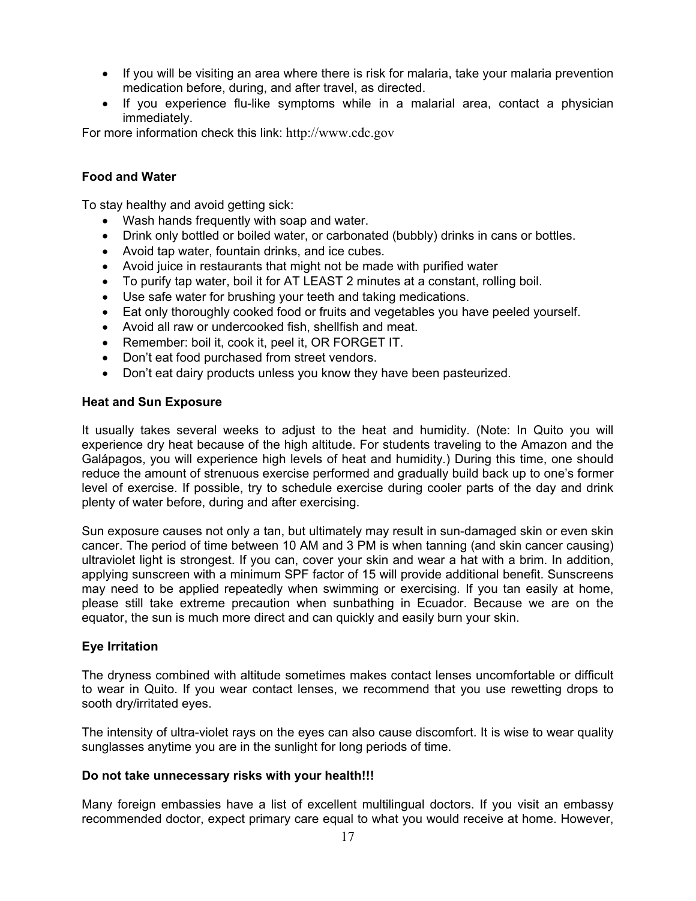- If you will be visiting an area where there is risk for malaria, take your malaria prevention medication before, during, and after travel, as directed.
- If you experience flu-like symptoms while in a malarial area, contact a physician immediately.

For more information check this link: http://www.cdc.gov

**Food and Water**

To stay healthy and avoid getting sick:

- Wash hands frequently with soap and water.
- Drink only bottled or boiled water, or carbonated (bubbly) drinks in cans or bottles.
- Avoid tap water, fountain drinks, and ice cubes.
- Avoid juice in restaurants that might not be made with purified water
- To purify tap water, boil it for AT LEAST 2 minutes at a constant, rolling boil.
- Use safe water for brushing your teeth and taking medications.
- Eat only thoroughly cooked food or fruits and vegetables you have peeled yourself.
- Avoid all raw or undercooked fish, shellfish and meat.
- Remember: boil it, cook it, peel it, OR FORGET IT.
- Don't eat food purchased from street vendors.
- Don't eat dairy products unless you know they have been pasteurized.

**Heat and Sun Exposure**

It usually takes several weeks to adjust to the heat and humidity. (Note: In Quito you will experience dry heat because of the high altitude. For students traveling to the Amazon and the Galápagos, you will experience high levels of heat and humidity.) During this time, one should reduce the amount of strenuous exercise performed and gradually build back up to one's former level of exercise. If possible, try to schedule exercise during cooler parts of the day and drink plenty of water before, during and after exercising.

Sun exposure causes not only a tan, but ultimately may result in sun-damaged skin or even skin cancer. The period of time between 10 AM and 3 PM is when tanning (and skin cancer causing) ultraviolet light is strongest. If you can, cover your skin and wear a hat with a brim. In addition, applying sunscreen with a minimum SPF factor of 15 will provide additional benefit. Sunscreens may need to be applied repeatedly when swimming or exercising. If you tan easily at home, please still take extreme precaution when sunbathing in Ecuador. Because we are on the equator, the sun is much more direct and can quickly and easily burn your skin.

**Eye Irritation**

The dryness combined with altitude sometimes makes contact lenses uncomfortable or difficult to wear in Quito. If you wear contact lenses, we recommend that you use rewetting drops to sooth dry/irritated eyes.

The intensity of ultra-violet rays on the eyes can also cause discomfort. It is wise to wear quality sunglasses anytime you are in the sunlight for long periods of time.

**Do not take unnecessary risks with your health!!!**

Many foreign embassies have a list of excellent multilingual doctors. If you visit an embassy recommended doctor, expect primary care equal to what you would receive at home. However,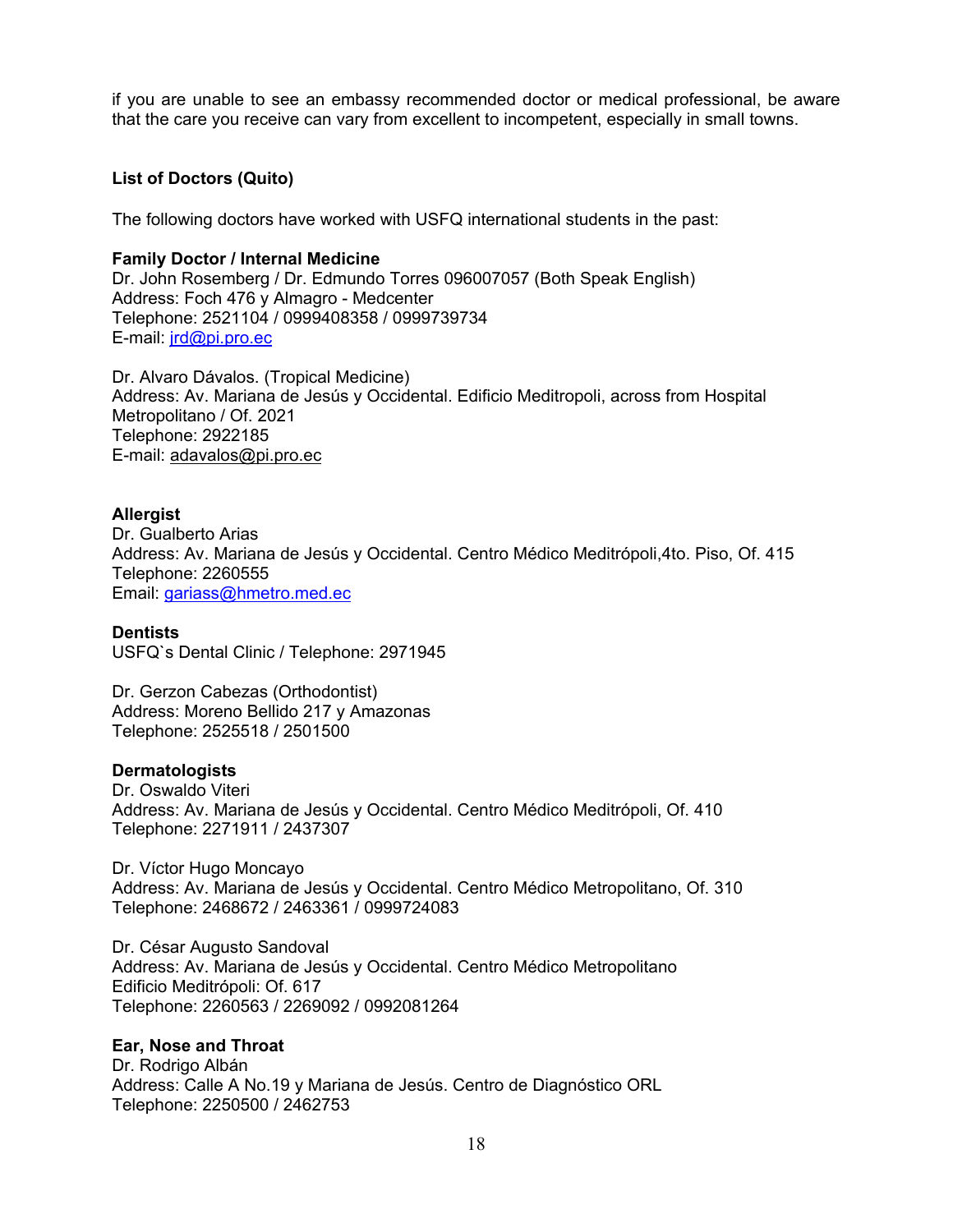if you are unable to see an embassy recommended doctor or medical professional, be aware that the care you receive can vary from excellent to incompetent, especially in small towns.

### List of Doctors (Quito)

The following doctors have worked with USFQ international students in the past:

**Family Doctor / Internal Medicine**
Dr. John Rosemberg / Dr. Edmundo Torres 096007057 (Both Speak English)
Address: Foch 476 y Almagro - Medcenter
Telephone: 2521104 / 0999408358 / 0999739734
E-mail: jrd@pi.pro.ec

Dr. Alvaro Dávalos. (Tropical Medicine)
Address: Av. Mariana de Jesús y Occidental. Edificio Meditropoli, across from Hospital Metropolitano / Of. 2021
Telephone: 2922185
E-mail: adavalos@pi.pro.ec

**Allergist**
Dr. Gualberto Arias
Address: Av. Mariana de Jesús y Occidental. Centro Médico Meditrópoli,4to. Piso, Of. 415
Telephone: 2260555
Email: gariass@hmetro.med.ec

**Dentists**
USFQ`s Dental Clinic / Telephone: 2971945

Dr. Gerzon Cabezas (Orthodontist)
Address: Moreno Bellido 217 y Amazonas
Telephone: 2525518 / 2501500

**Dermatologists**
Dr. Oswaldo Viteri
Address: Av. Mariana de Jesús y Occidental. Centro Médico Meditrópoli, Of. 410
Telephone: 2271911 / 2437307

Dr. Víctor Hugo Moncayo
Address: Av. Mariana de Jesús y Occidental. Centro Médico Metropolitano, Of. 310
Telephone: 2468672 / 2463361 / 0999724083

Dr. César Augusto Sandoval
Address: Av. Mariana de Jesús y Occidental. Centro Médico Metropolitano
Edificio Meditrópoli: Of. 617
Telephone: 2260563 / 2269092 / 0992081264

**Ear, Nose and Throat**
Dr. Rodrigo Albán
Address: Calle A No.19 y Mariana de Jesús. Centro de Diagnóstico ORL
Telephone: 2250500 / 2462753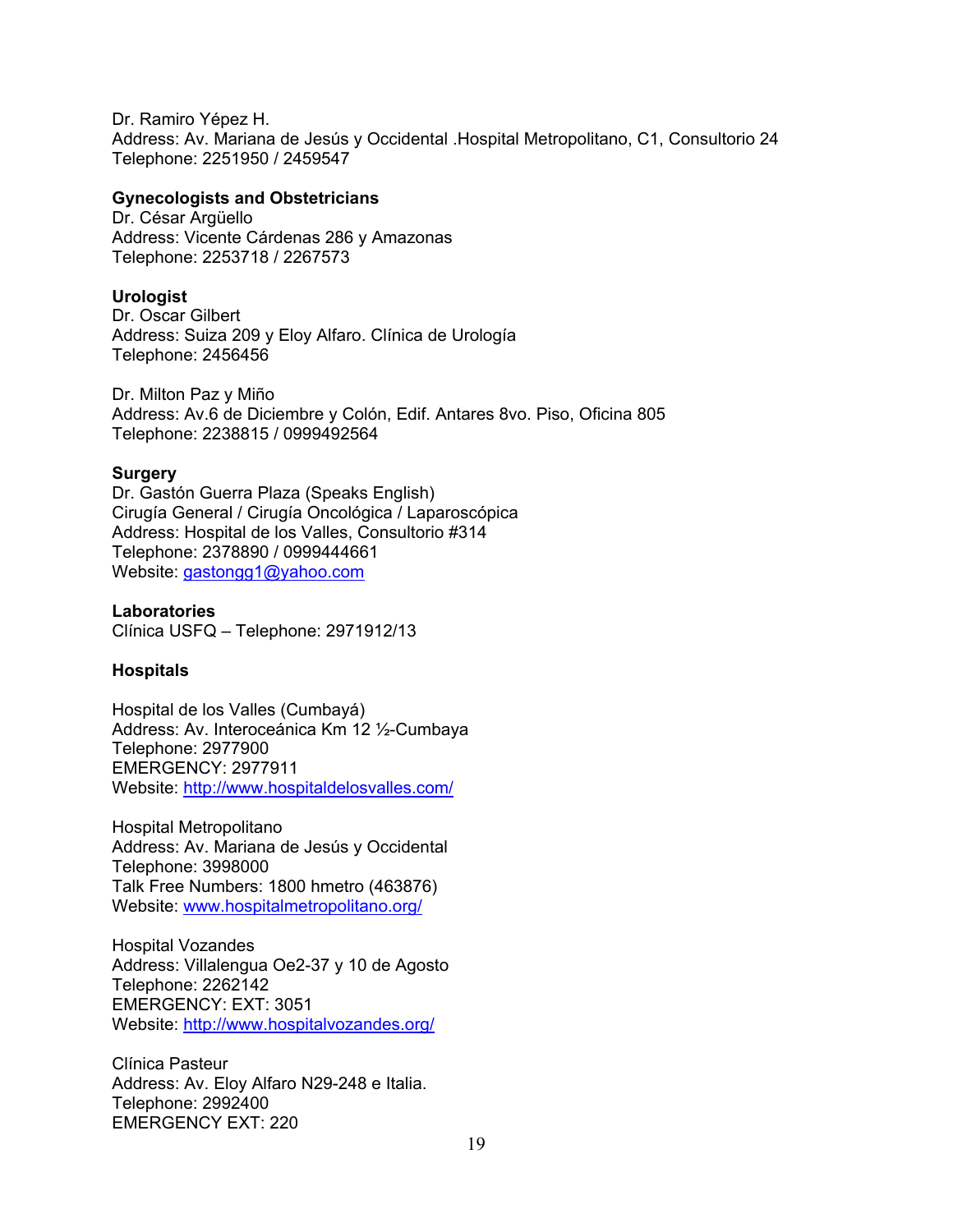Dr. Ramiro Yépez H.
Address: Av. Mariana de Jesús y Occidental .Hospital Metropolitano, C1, Consultorio 24
Telephone: 2251950 / 2459547

**Gynecologists and Obstetricians**
Dr. César Argüello
Address: Vicente Cárdenas 286 y Amazonas
Telephone: 2253718 / 2267573

**Urologist**
Dr. Oscar Gilbert
Address: Suiza 209 y Eloy Alfaro. Clínica de Urología
Telephone: 2456456

Dr. Milton Paz y Miño
Address: Av.6 de Diciembre y Colón, Edif. Antares 8vo. Piso, Oficina 805
Telephone: 2238815 / 0999492564

**Surgery**
Dr. Gastón Guerra Plaza (Speaks English)
Cirugía General / Cirugía Oncológica / Laparoscópica
Address: Hospital de los Valles, Consultorio #314
Telephone: 2378890 / 0999444661
Website: gastongg1@yahoo.com

**Laboratories**
Clínica USFQ – Telephone: 2971912/13

**Hospitals**

Hospital de los Valles (Cumbayá)
Address: Av. Interoceánica Km 12 ½-Cumbaya
Telephone: 2977900
EMERGENCY: 2977911
Website: http://www.hospitaldelosvalles.com/

Hospital Metropolitano
Address: Av. Mariana de Jesús y Occidental
Telephone: 3998000
Talk Free Numbers: 1800 hmetro (463876)
Website: www.hospitalmetropolitano.org/

Hospital Vozandes
Address: Villalengua Oe2-37 y 10 de Agosto
Telephone: 2262142
EMERGENCY: EXT: 3051
Website: http://www.hospitalvozandes.org/

Clínica Pasteur
Address: Av. Eloy Alfaro N29-248 e Italia.
Telephone: 2992400
EMERGENCY EXT: 220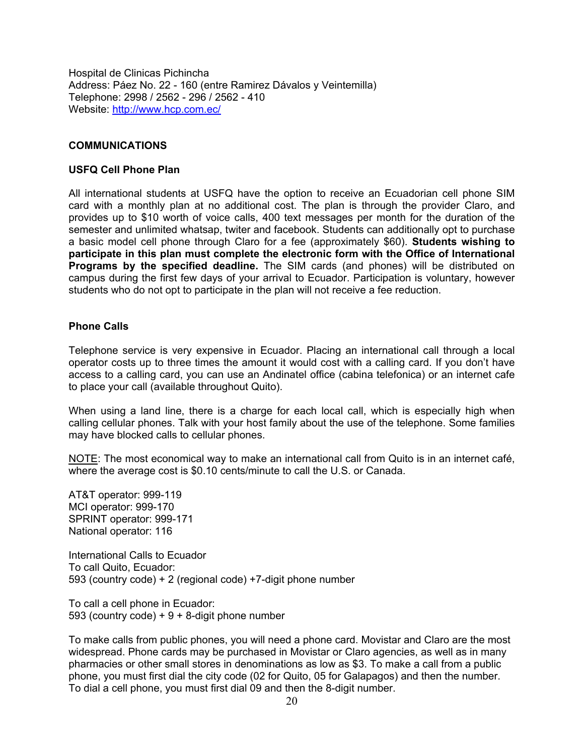Hospital de Clinicas Pichincha
Address: Páez No. 22 - 160 (entre Ramirez Dávalos y Veintemilla)
Telephone: 2998 / 2562 - 296 / 2562 - 410
Website: http://www.hcp.com.ec/

## COMMUNICATIONS

### USFQ Cell Phone Plan

All international students at USFQ have the option to receive an Ecuadorian cell phone SIM card with a monthly plan at no additional cost. The plan is through the provider Claro, and provides up to $10 worth of voice calls, 400 text messages per month for the duration of the semester and unlimited whatsap, twiter and facebook. Students can additionally opt to purchase a basic model cell phone through Claro for a fee (approximately $60). **Students wishing to participate in this plan must complete the electronic form with the Office of International Programs by the specified deadline.** The SIM cards (and phones) will be distributed on campus during the first few days of your arrival to Ecuador. Participation is voluntary, however students who do not opt to participate in the plan will not receive a fee reduction.

### Phone Calls

Telephone service is very expensive in Ecuador. Placing an international call through a local operator costs up to three times the amount it would cost with a calling card. If you don't have access to a calling card, you can use an Andinatel office (cabina telefonica) or an internet cafe to place your call (available throughout Quito).

When using a land line, there is a charge for each local call, which is especially high when calling cellular phones. Talk with your host family about the use of the telephone. Some families may have blocked calls to cellular phones.

NOTE: The most economical way to make an international call from Quito is in an internet café, where the average cost is $0.10 cents/minute to call the U.S. or Canada.

AT&T operator: 999-119
MCI operator: 999-170
SPRINT operator: 999-171
National operator: 116

International Calls to Ecuador
To call Quito, Ecuador:
593 (country code) + 2 (regional code) +7-digit phone number

To call a cell phone in Ecuador:
593 (country code) + 9 + 8-digit phone number

To make calls from public phones, you will need a phone card. Movistar and Claro are the most widespread. Phone cards may be purchased in Movistar or Claro agencies, as well as in many pharmacies or other small stores in denominations as low as $3. To make a call from a public phone, you must first dial the city code (02 for Quito, 05 for Galapagos) and then the number. To dial a cell phone, you must first dial 09 and then the 8-digit number.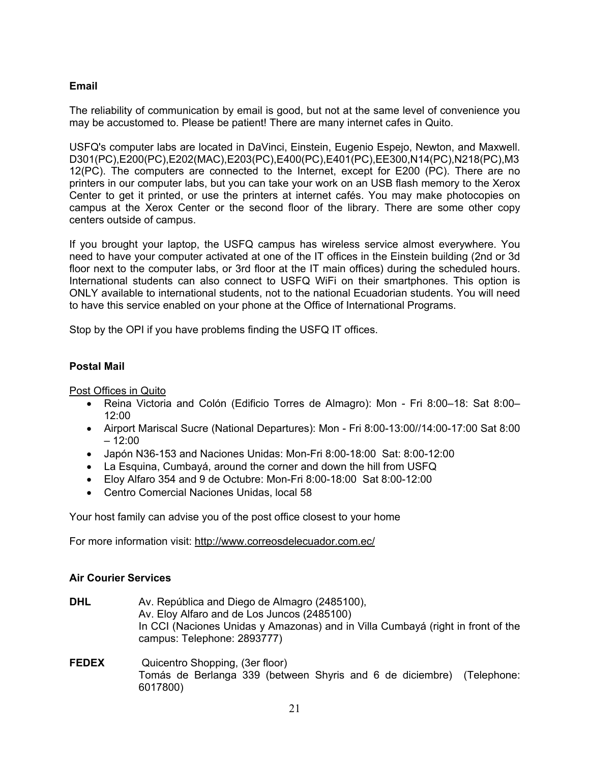## Email

The reliability of communication by email is good, but not at the same level of convenience you may be accustomed to. Please be patient! There are many internet cafes in Quito.

USFQ's computer labs are located in DaVinci, Einstein, Eugenio Espejo, Newton, and Maxwell. D301(PC),E200(PC),E202(MAC),E203(PC),E400(PC),E401(PC),EE300,N14(PC),N218(PC),M312(PC). The computers are connected to the Internet, except for E200 (PC). There are no printers in our computer labs, but you can take your work on an USB flash memory to the Xerox Center to get it printed, or use the printers at internet cafés. You may make photocopies on campus at the Xerox Center or the second floor of the library. There are some other copy centers outside of campus.

If you brought your laptop, the USFQ campus has wireless service almost everywhere. You need to have your computer activated at one of the IT offices in the Einstein building (2nd or 3d floor next to the computer labs, or 3rd floor at the IT main offices) during the scheduled hours. International students can also connect to USFQ WiFi on their smartphones. This option is ONLY available to international students, not to the national Ecuadorian students. You will need to have this service enabled on your phone at the Office of International Programs.

Stop by the OPI if you have problems finding the USFQ IT offices.

## Postal Mail

Post Offices in Quito

- Reina Victoria and Colón (Edificio Torres de Almagro): Mon - Fri 8:00–18: Sat 8:00–12:00
- Airport Mariscal Sucre (National Departures): Mon - Fri 8:00-13:00//14:00-17:00 Sat 8:00 – 12:00
- Japón N36-153 and Naciones Unidas: Mon-Fri 8:00-18:00 Sat: 8:00-12:00
- La Esquina, Cumbayá, around the corner and down the hill from USFQ
- Eloy Alfaro 354 and 9 de Octubre: Mon-Fri 8:00-18:00 Sat 8:00-12:00
- Centro Comercial Naciones Unidas, local 58

Your host family can advise you of the post office closest to your home

For more information visit: http://www.correosdelecuador.com.ec/

## Air Courier Services

**DHL** Av. República and Diego de Almagro (2485100),
Av. Eloy Alfaro and de Los Juncos (2485100)
In CCI (Naciones Unidas y Amazonas) and in Villa Cumbayá (right in front of the campus: Telephone: 2893777)

**FEDEX** Quicentro Shopping, (3er floor)
Tomás de Berlanga 339 (between Shyris and 6 de diciembre) (Telephone: 6017800)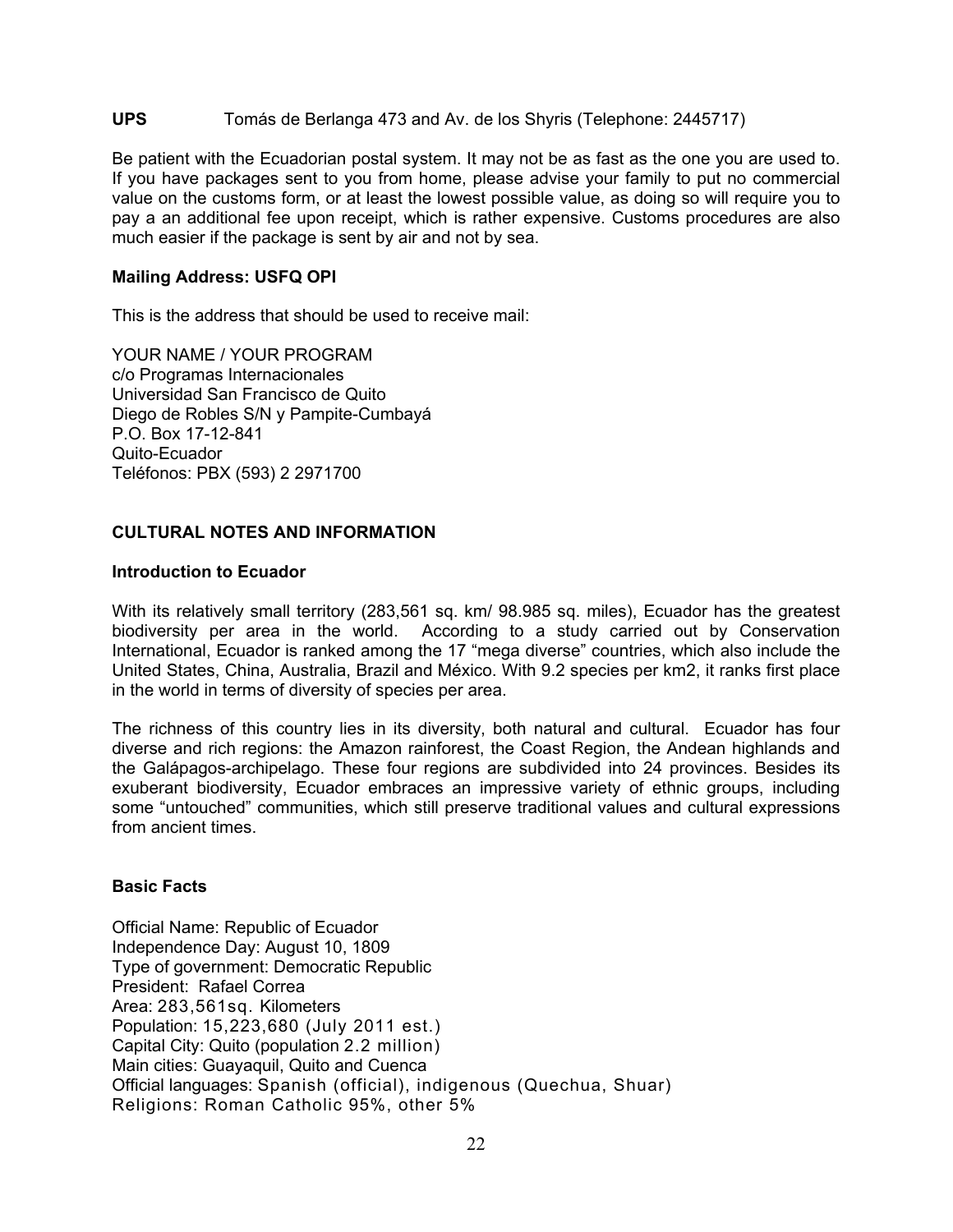**UPS** Tomás de Berlanga 473 and Av. de los Shyris (Telephone: 2445717)

Be patient with the Ecuadorian postal system. It may not be as fast as the one you are used to. If you have packages sent to you from home, please advise your family to put no commercial value on the customs form, or at least the lowest possible value, as doing so will require you to pay a an additional fee upon receipt, which is rather expensive. Customs procedures are also much easier if the package is sent by air and not by sea.

**Mailing Address: USFQ OPI**

This is the address that should be used to receive mail:

YOUR NAME / YOUR PROGRAM
c/o Programas Internacionales
Universidad San Francisco de Quito
Diego de Robles S/N y Pampite-Cumbayá
P.O. Box 17-12-841
Quito-Ecuador
Teléfonos: PBX (593) 2 2971700

## CULTURAL NOTES AND INFORMATION

### Introduction to Ecuador

With its relatively small territory (283,561 sq. km/ 98.985 sq. miles), Ecuador has the greatest biodiversity per area in the world. According to a study carried out by Conservation International, Ecuador is ranked among the 17 "mega diverse" countries, which also include the United States, China, Australia, Brazil and México. With 9.2 species per km2, it ranks first place in the world in terms of diversity of species per area.

The richness of this country lies in its diversity, both natural and cultural. Ecuador has four diverse and rich regions: the Amazon rainforest, the Coast Region, the Andean highlands and the Galápagos-archipelago. These four regions are subdivided into 24 provinces. Besides its exuberant biodiversity, Ecuador embraces an impressive variety of ethnic groups, including some "untouched" communities, which still preserve traditional values and cultural expressions from ancient times.

### Basic Facts

Official Name: Republic of Ecuador
Independence Day: August 10, 1809
Type of government: Democratic Republic
President: Rafael Correa
Area: 283,561sq. Kilometers
Population: 15,223,680 (July 2011 est.)
Capital City: Quito (population 2.2 million)
Main cities: Guayaquil, Quito and Cuenca
Official languages: Spanish (official), indigenous (Quechua, Shuar)
Religions: Roman Catholic 95%, other 5%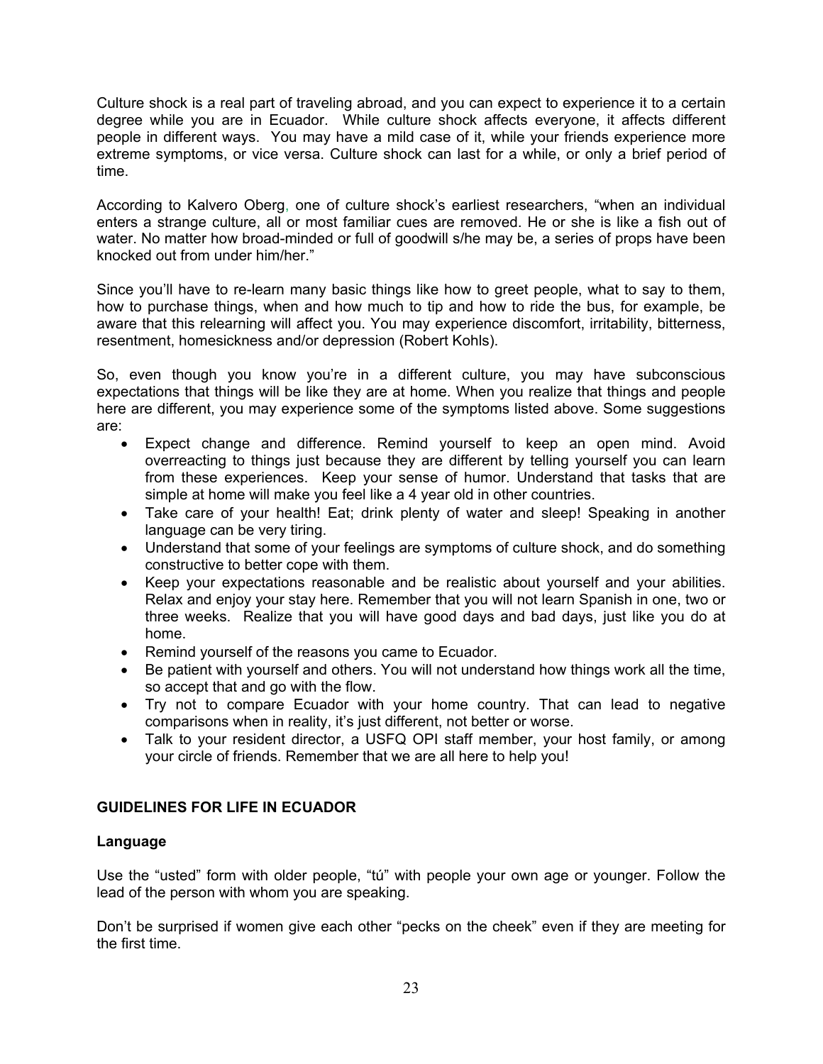Culture shock is a real part of traveling abroad, and you can expect to experience it to a certain degree while you are in Ecuador. While culture shock affects everyone, it affects different people in different ways. You may have a mild case of it, while your friends experience more extreme symptoms, or vice versa. Culture shock can last for a while, or only a brief period of time.

According to Kalvero Oberg, one of culture shock's earliest researchers, "when an individual enters a strange culture, all or most familiar cues are removed. He or she is like a fish out of water. No matter how broad-minded or full of goodwill s/he may be, a series of props have been knocked out from under him/her."

Since you'll have to re-learn many basic things like how to greet people, what to say to them, how to purchase things, when and how much to tip and how to ride the bus, for example, be aware that this relearning will affect you. You may experience discomfort, irritability, bitterness, resentment, homesickness and/or depression (Robert Kohls).

So, even though you know you're in a different culture, you may have subconscious expectations that things will be like they are at home. When you realize that things and people here are different, you may experience some of the symptoms listed above. Some suggestions are:

- Expect change and difference. Remind yourself to keep an open mind. Avoid overreacting to things just because they are different by telling yourself you can learn from these experiences. Keep your sense of humor. Understand that tasks that are simple at home will make you feel like a 4 year old in other countries.
- Take care of your health! Eat; drink plenty of water and sleep! Speaking in another language can be very tiring.
- Understand that some of your feelings are symptoms of culture shock, and do something constructive to better cope with them.
- Keep your expectations reasonable and be realistic about yourself and your abilities. Relax and enjoy your stay here. Remember that you will not learn Spanish in one, two or three weeks. Realize that you will have good days and bad days, just like you do at home.
- Remind yourself of the reasons you came to Ecuador.
- Be patient with yourself and others. You will not understand how things work all the time, so accept that and go with the flow.
- Try not to compare Ecuador with your home country. That can lead to negative comparisons when in reality, it's just different, not better or worse.
- Talk to your resident director, a USFQ OPI staff member, your host family, or among your circle of friends. Remember that we are all here to help you!

## GUIDELINES FOR LIFE IN ECUADOR

### Language

Use the "usted" form with older people, "tú" with people your own age or younger. Follow the lead of the person with whom you are speaking.

Don't be surprised if women give each other "pecks on the cheek" even if they are meeting for the first time.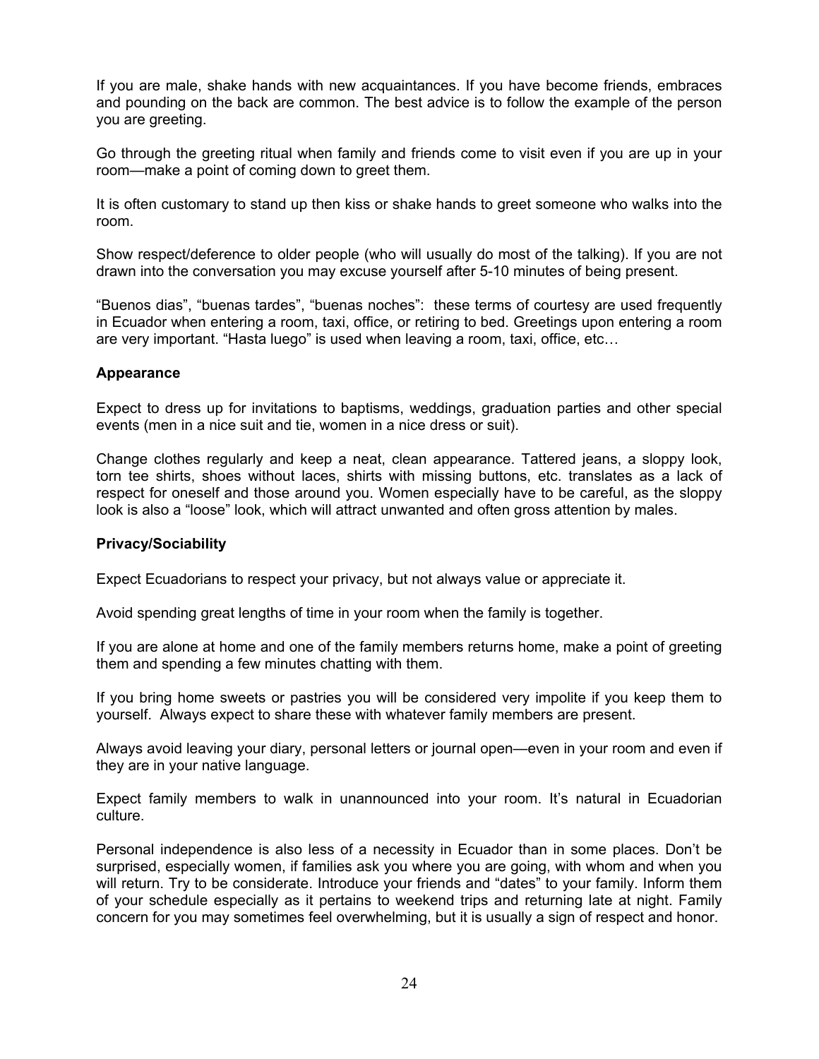If you are male, shake hands with new acquaintances. If you have become friends, embraces and pounding on the back are common. The best advice is to follow the example of the person you are greeting.

Go through the greeting ritual when family and friends come to visit even if you are up in your room—make a point of coming down to greet them.

It is often customary to stand up then kiss or shake hands to greet someone who walks into the room.

Show respect/deference to older people (who will usually do most of the talking). If you are not drawn into the conversation you may excuse yourself after 5-10 minutes of being present.

"Buenos dias", "buenas tardes", "buenas noches": these terms of courtesy are used frequently in Ecuador when entering a room, taxi, office, or retiring to bed. Greetings upon entering a room are very important. "Hasta luego" is used when leaving a room, taxi, office, etc…

**Appearance**

Expect to dress up for invitations to baptisms, weddings, graduation parties and other special events (men in a nice suit and tie, women in a nice dress or suit).

Change clothes regularly and keep a neat, clean appearance. Tattered jeans, a sloppy look, torn tee shirts, shoes without laces, shirts with missing buttons, etc. translates as a lack of respect for oneself and those around you. Women especially have to be careful, as the sloppy look is also a "loose" look, which will attract unwanted and often gross attention by males.

**Privacy/Sociability**

Expect Ecuadorians to respect your privacy, but not always value or appreciate it.

Avoid spending great lengths of time in your room when the family is together.

If you are alone at home and one of the family members returns home, make a point of greeting them and spending a few minutes chatting with them.

If you bring home sweets or pastries you will be considered very impolite if you keep them to yourself. Always expect to share these with whatever family members are present.

Always avoid leaving your diary, personal letters or journal open—even in your room and even if they are in your native language.

Expect family members to walk in unannounced into your room. It's natural in Ecuadorian culture.

Personal independence is also less of a necessity in Ecuador than in some places. Don't be surprised, especially women, if families ask you where you are going, with whom and when you will return. Try to be considerate. Introduce your friends and "dates" to your family. Inform them of your schedule especially as it pertains to weekend trips and returning late at night. Family concern for you may sometimes feel overwhelming, but it is usually a sign of respect and honor.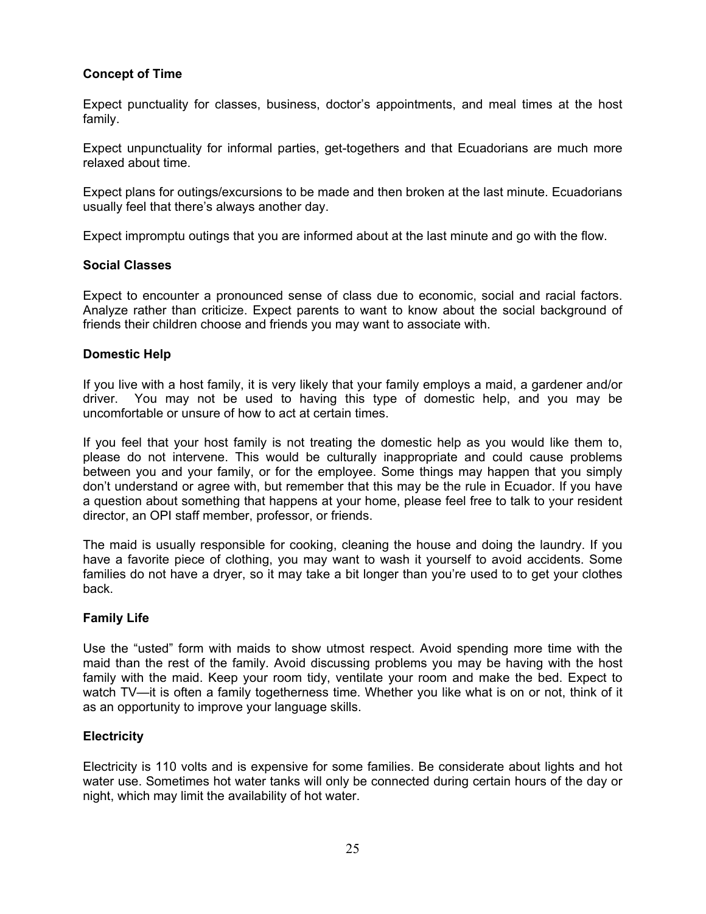**Concept of Time**

Expect punctuality for classes, business, doctor's appointments, and meal times at the host family.

Expect unpunctuality for informal parties, get-togethers and that Ecuadorians are much more relaxed about time.

Expect plans for outings/excursions to be made and then broken at the last minute. Ecuadorians usually feel that there's always another day.

Expect impromptu outings that you are informed about at the last minute and go with the flow.

**Social Classes**

Expect to encounter a pronounced sense of class due to economic, social and racial factors. Analyze rather than criticize. Expect parents to want to know about the social background of friends their children choose and friends you may want to associate with.

**Domestic Help**

If you live with a host family, it is very likely that your family employs a maid, a gardener and/or driver. You may not be used to having this type of domestic help, and you may be uncomfortable or unsure of how to act at certain times.

If you feel that your host family is not treating the domestic help as you would like them to, please do not intervene. This would be culturally inappropriate and could cause problems between you and your family, or for the employee. Some things may happen that you simply don't understand or agree with, but remember that this may be the rule in Ecuador. If you have a question about something that happens at your home, please feel free to talk to your resident director, an OPI staff member, professor, or friends.

The maid is usually responsible for cooking, cleaning the house and doing the laundry. If you have a favorite piece of clothing, you may want to wash it yourself to avoid accidents. Some families do not have a dryer, so it may take a bit longer than you're used to to get your clothes back.

**Family Life**

Use the "usted" form with maids to show utmost respect. Avoid spending more time with the maid than the rest of the family. Avoid discussing problems you may be having with the host family with the maid. Keep your room tidy, ventilate your room and make the bed. Expect to watch TV—it is often a family togetherness time. Whether you like what is on or not, think of it as an opportunity to improve your language skills.

**Electricity**

Electricity is 110 volts and is expensive for some families. Be considerate about lights and hot water use. Sometimes hot water tanks will only be connected during certain hours of the day or night, which may limit the availability of hot water.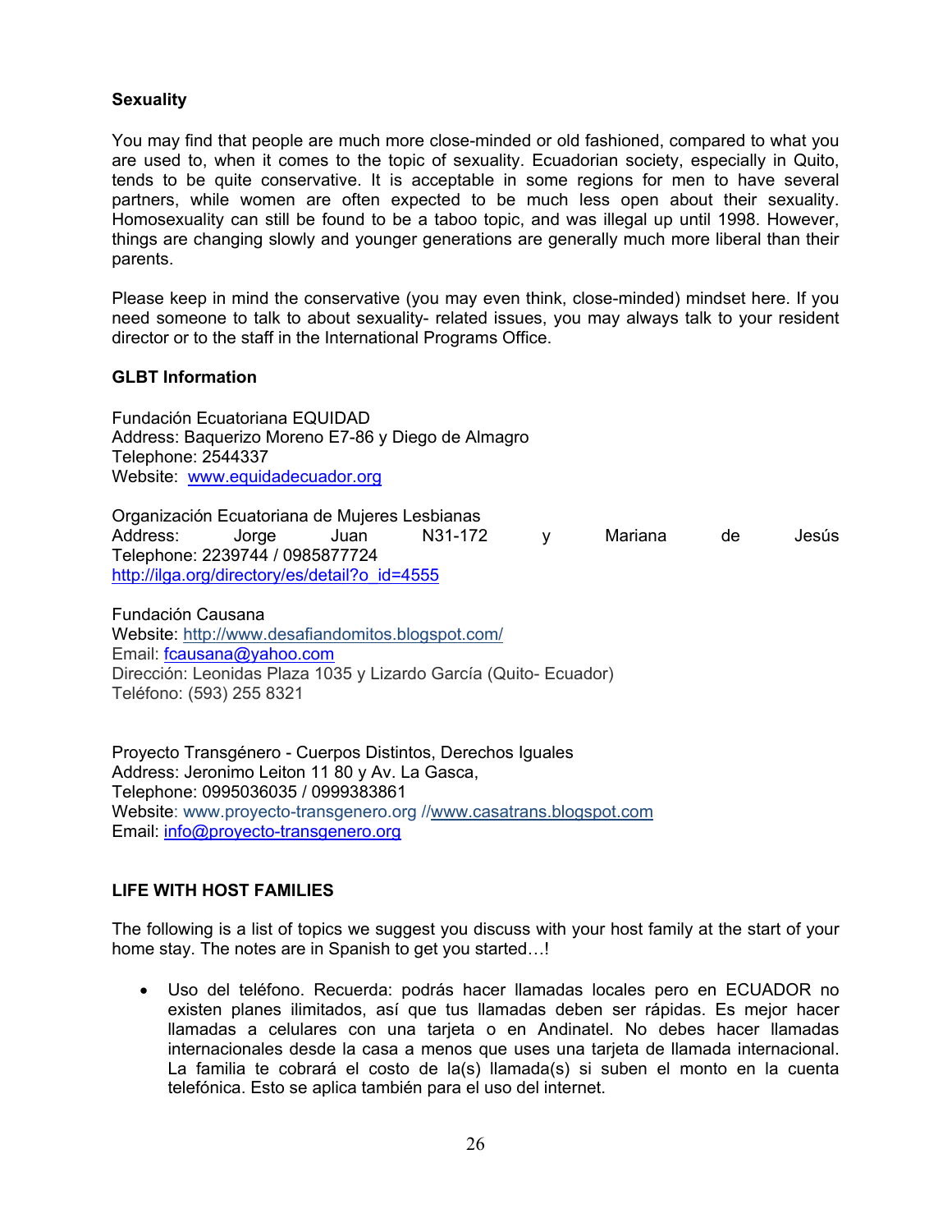**Sexuality**

You may find that people are much more close-minded or old fashioned, compared to what you are used to, when it comes to the topic of sexuality. Ecuadorian society, especially in Quito, tends to be quite conservative. It is acceptable in some regions for men to have several partners, while women are often expected to be much less open about their sexuality. Homosexuality can still be found to be a taboo topic, and was illegal up until 1998. However, things are changing slowly and younger generations are generally much more liberal than their parents.

Please keep in mind the conservative (you may even think, close-minded) mindset here. If you need someone to talk to about sexuality- related issues, you may always talk to your resident director or to the staff in the International Programs Office.

**GLBT Information**

Fundación Ecuatoriana EQUIDAD
Address: Baquerizo Moreno E7-86 y Diego de Almagro
Telephone: 2544337
Website: www.equidadecuador.org

Organización Ecuatoriana de Mujeres Lesbianas
Address: Jorge Juan N31-172 y Mariana de Jesús
Telephone: 2239744 / 0985877724
http://ilga.org/directory/es/detail?o_id=4555

Fundación Causana
Website: http://www.desafiandomitos.blogspot.com/
Email: fcausana@yahoo.com
Dirección: Leonidas Plaza 1035 y Lizardo García (Quito- Ecuador)
Teléfono: (593) 255 8321

Proyecto Transgénero - Cuerpos Distintos, Derechos Iguales
Address: Jeronimo Leiton 11 80 y Av. La Gasca,
Telephone: 0995036035 / 0999383861
Website: www.proyecto-transgenero.org //www.casatrans.blogspot.com
Email: info@proyecto-transgenero.org

**LIFE WITH HOST FAMILIES**

The following is a list of topics we suggest you discuss with your host family at the start of your home stay. The notes are in Spanish to get you started…!

- Uso del teléfono. Recuerda: podrás hacer llamadas locales pero en ECUADOR no existen planes ilimitados, así que tus llamadas deben ser rápidas. Es mejor hacer llamadas a celulares con una tarjeta o en Andinatel. No debes hacer llamadas internacionales desde la casa a menos que uses una tarjeta de llamada internacional. La familia te cobrará el costo de la(s) llamada(s) si suben el monto en la cuenta telefónica. Esto se aplica también para el uso del internet.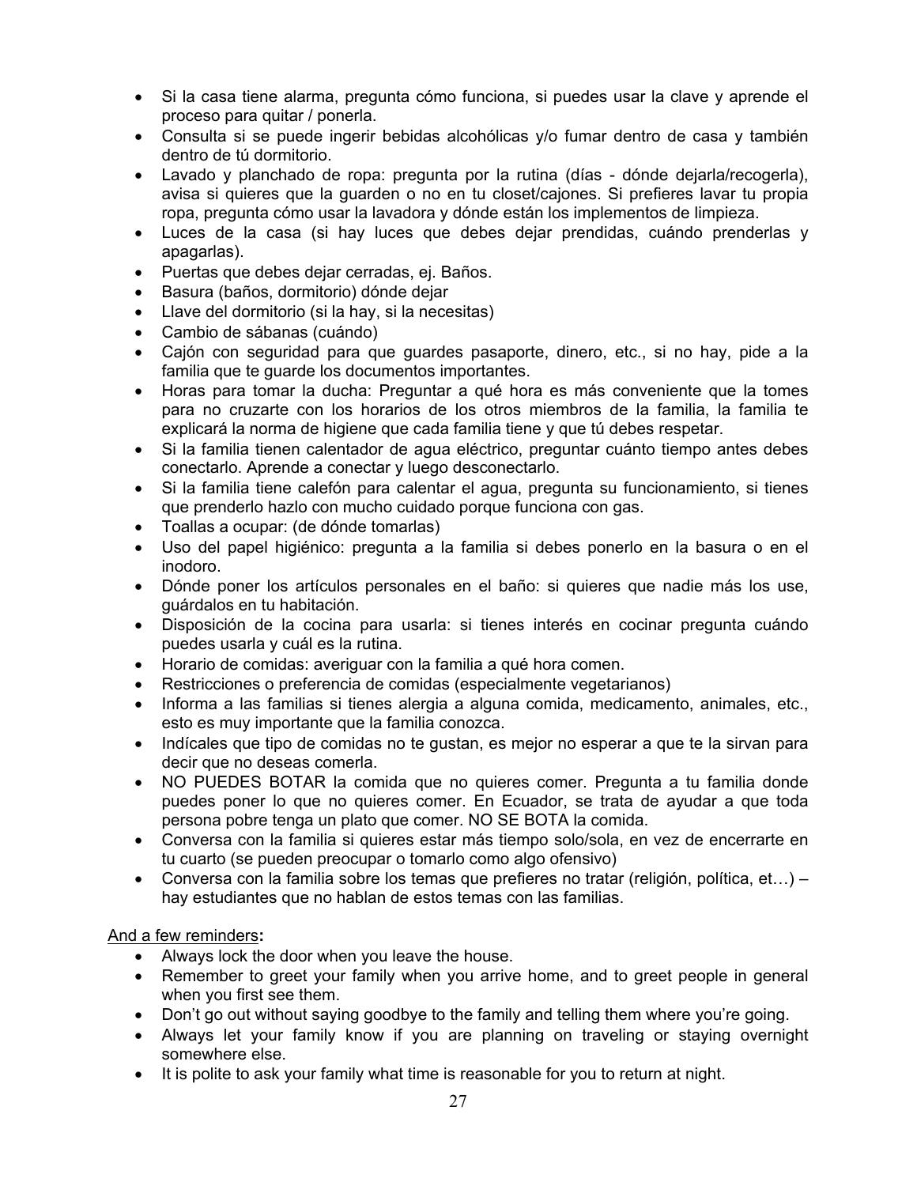- Si la casa tiene alarma, pregunta cómo funciona, si puedes usar la clave y aprende el proceso para quitar / ponerla.
- Consulta si se puede ingerir bebidas alcohólicas y/o fumar dentro de casa y también dentro de tú dormitorio.
- Lavado y planchado de ropa: pregunta por la rutina (días - dónde dejarla/recogerla), avisa si quieres que la guarden o no en tu closet/cajones. Si prefieres lavar tu propia ropa, pregunta cómo usar la lavadora y dónde están los implementos de limpieza.
- Luces de la casa (si hay luces que debes dejar prendidas, cuándo prenderlas y apagarlas).
- Puertas que debes dejar cerradas, ej. Baños.
- Basura (baños, dormitorio) dónde dejar
- Llave del dormitorio (si la hay, si la necesitas)
- Cambio de sábanas (cuándo)
- Cajón con seguridad para que guardes pasaporte, dinero, etc., si no hay, pide a la familia que te guarde los documentos importantes.
- Horas para tomar la ducha: Preguntar a qué hora es más conveniente que la tomes para no cruzarte con los horarios de los otros miembros de la familia, la familia te explicará la norma de higiene que cada familia tiene y que tú debes respetar.
- Si la familia tienen calentador de agua eléctrico, preguntar cuánto tiempo antes debes conectarlo. Aprende a conectar y luego desconectarlo.
- Si la familia tiene calefón para calentar el agua, pregunta su funcionamiento, si tienes que prenderlo hazlo con mucho cuidado porque funciona con gas.
- Toallas a ocupar: (de dónde tomarlas)
- Uso del papel higiénico: pregunta a la familia si debes ponerlo en la basura o en el inodoro.
- Dónde poner los artículos personales en el baño: si quieres que nadie más los use, guárdalos en tu habitación.
- Disposición de la cocina para usarla: si tienes interés en cocinar pregunta cuándo puedes usarla y cuál es la rutina.
- Horario de comidas: averiguar con la familia a qué hora comen.
- Restricciones o preferencia de comidas (especialmente vegetarianos)
- Informa a las familias si tienes alergia a alguna comida, medicamento, animales, etc., esto es muy importante que la familia conozca.
- Indícales que tipo de comidas no te gustan, es mejor no esperar a que te la sirvan para decir que no deseas comerla.
- NO PUEDES BOTAR la comida que no quieres comer. Pregunta a tu familia donde puedes poner lo que no quieres comer. En Ecuador, se trata de ayudar a que toda persona pobre tenga un plato que comer. NO SE BOTA la comida.
- Conversa con la familia si quieres estar más tiempo solo/sola, en vez de encerrarte en tu cuarto (se pueden preocupar o tomarlo como algo ofensivo)
- Conversa con la familia sobre los temas que prefieres no tratar (religión, política, et…) – hay estudiantes que no hablan de estos temas con las familias.

<u>And a few reminders</u>**:**

- Always lock the door when you leave the house.
- Remember to greet your family when you arrive home, and to greet people in general when you first see them.
- Don't go out without saying goodbye to the family and telling them where you're going.
- Always let your family know if you are planning on traveling or staying overnight somewhere else.
- It is polite to ask your family what time is reasonable for you to return at night.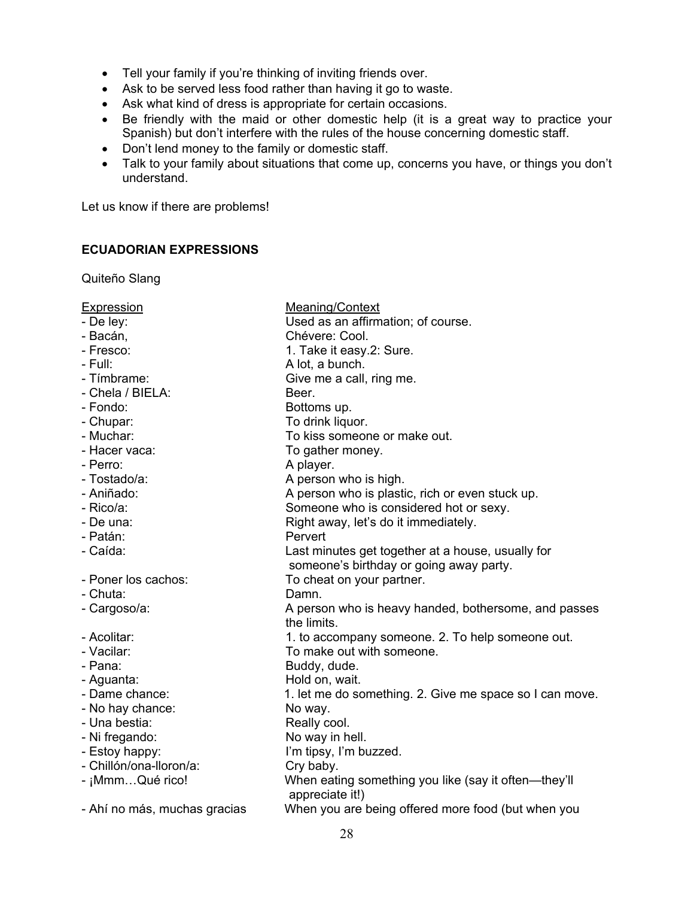- Tell your family if you're thinking of inviting friends over.
- Ask to be served less food rather than having it go to waste.
- Ask what kind of dress is appropriate for certain occasions.
- Be friendly with the maid or other domestic help (it is a great way to practice your Spanish) but don't interfere with the rules of the house concerning domestic staff.
- Don't lend money to the family or domestic staff.
- Talk to your family about situations that come up, concerns you have, or things you don't understand.

Let us know if there are problems!

**ECUADORIAN EXPRESSIONS**

Quiteño Slang

| Expression | Meaning/Context |
|---|---|
| - De ley: | Used as an affirmation; of course. |
| - Bacán, | Chévere: Cool. |
| - Fresco: | 1. Take it easy.2: Sure. |
| - Full: | A lot, a bunch. |
| - Tímbrame: | Give me a call, ring me. |
| - Chela / BIELA: | Beer. |
| - Fondo: | Bottoms up. |
| - Chupar: | To drink liquor. |
| - Muchar: | To kiss someone or make out. |
| - Hacer vaca: | To gather money. |
| - Perro: | A player. |
| - Tostado/a: | A person who is high. |
| - Aniñado: | A person who is plastic, rich or even stuck up. |
| - Rico/a: | Someone who is considered hot or sexy. |
| - De una: | Right away, let's do it immediately. |
| - Patán: | Pervert |
| - Caída: | Last minutes get together at a house, usually for someone's birthday or going away party. |
| - Poner los cachos: | To cheat on your partner. |
| - Chuta: | Damn. |
| - Cargoso/a: | A person who is heavy handed, bothersome, and passes the limits. |
| - Acolitar: | 1. to accompany someone. 2. To help someone out. |
| - Vacilar: | To make out with someone. |
| - Pana: | Buddy, dude. |
| - Aguanta: | Hold on, wait. |
| - Dame chance: | 1. let me do something. 2. Give me space so I can move. |
| - No hay chance: | No way. |
| - Una bestia: | Really cool. |
| - Ni fregando: | No way in hell. |
| - Estoy happy: | I'm tipsy, I'm buzzed. |
| - Chillón/ona-lloron/a: | Cry baby. |
| - ¡Mmm…Qué rico! | When eating something you like (say it often—they'll appreciate it!) |
| - Ahí no más, muchas gracias | When you are being offered more food (but when you |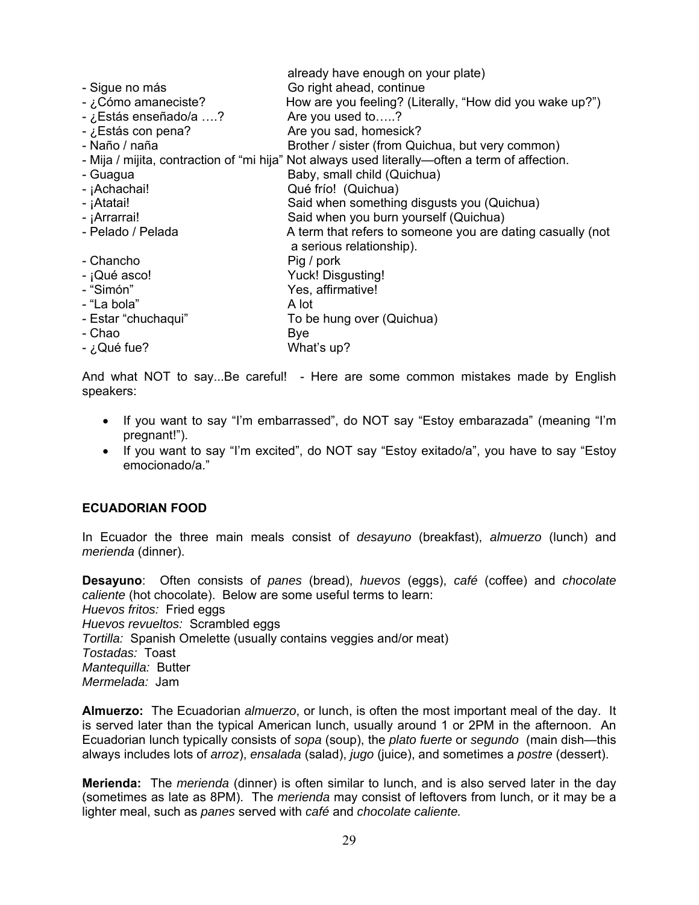already have enough on your plate)

- Sigue no más — Go right ahead, continue
- ¿Cómo amaneciste? — How are you feeling? (Literally, "How did you wake up?")
- ¿Estás enseñado/a ….? — Are you used to…..?
- ¿Estás con pena? — Are you sad, homesick?
- Naño / naña — Brother / sister (from Quichua, but very common)
- Mija / mijita, contraction of "mi hija" — Not always used literally—often a term of affection.
- Guagua — Baby, small child (Quichua)
- ¡Achachai! — Qué frío! (Quichua)
- ¡Atatai! — Said when something disgusts you (Quichua)
- ¡Arrarrai! — Said when you burn yourself (Quichua)
- Pelado / Pelada — A term that refers to someone you are dating casually (not a serious relationship).
- Chancho — Pig / pork
- ¡Qué asco! — Yuck! Disgusting!
- "Simón" — Yes, affirmative!
- "La bola" — A lot
- Estar "chuchaqui" — To be hung over (Quichua)
- Chao — Bye
- ¿Qué fue? — What's up?

And what NOT to say...Be careful! - Here are some common mistakes made by English speakers:

- If you want to say "I'm embarrassed", do NOT say "Estoy embarazada" (meaning "I'm pregnant!").
- If you want to say "I'm excited", do NOT say "Estoy exitado/a", you have to say "Estoy emocionado/a."

## ECUADORIAN FOOD

In Ecuador the three main meals consist of *desayuno* (breakfast), *almuerzo* (lunch) and *merienda* (dinner).

**Desayuno**: Often consists of *panes* (bread), *huevos* (eggs), *café* (coffee) and *chocolate caliente* (hot chocolate). Below are some useful terms to learn:
*Huevos fritos:* Fried eggs
*Huevos revueltos:* Scrambled eggs
*Tortilla:* Spanish Omelette (usually contains veggies and/or meat)
*Tostadas:* Toast
*Mantequilla:* Butter
*Mermelada:* Jam

**Almuerzo:** The Ecuadorian *almuerzo*, or lunch, is often the most important meal of the day. It is served later than the typical American lunch, usually around 1 or 2PM in the afternoon. An Ecuadorian lunch typically consists of *sopa* (soup), the *plato fuerte* or *segundo* (main dish—this always includes lots of *arroz*), *ensalada* (salad), *jugo* (juice), and sometimes a *postre* (dessert).

**Merienda:** The *merienda* (dinner) is often similar to lunch, and is also served later in the day (sometimes as late as 8PM). The *merienda* may consist of leftovers from lunch, or it may be a lighter meal, such as *panes* served with *café* and *chocolate caliente.*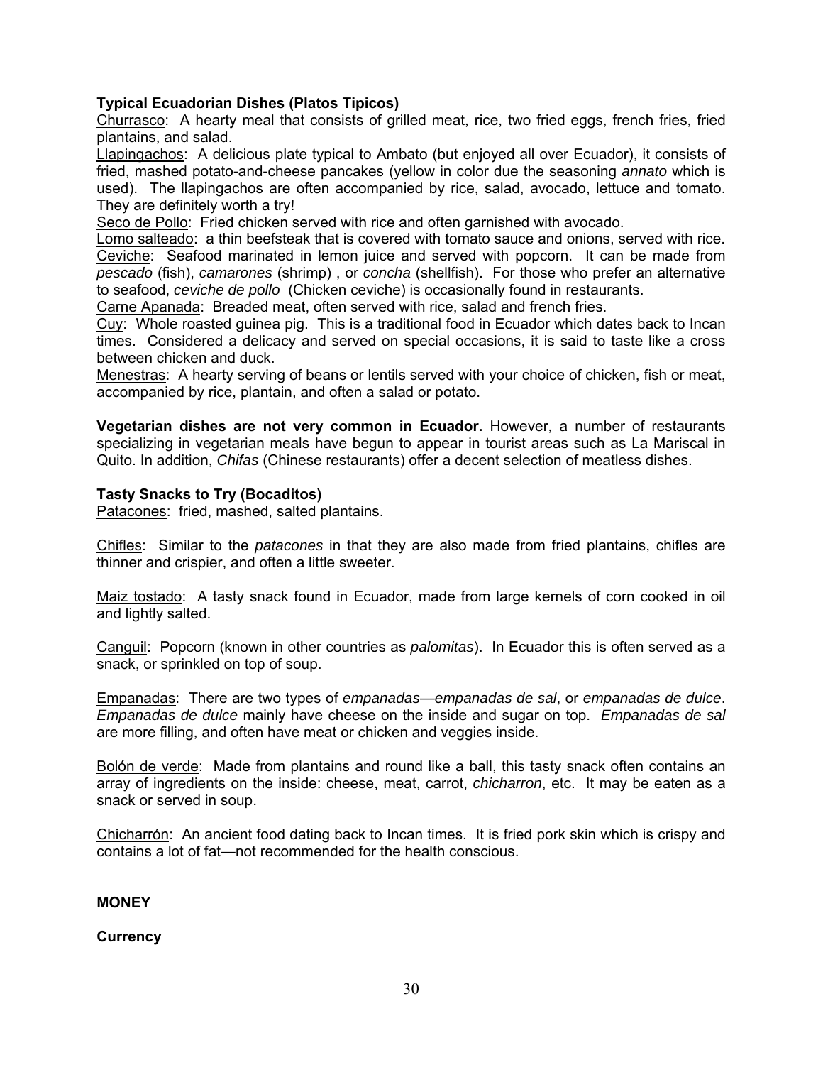**Typical Ecuadorian Dishes (Platos Tipicos)**

Churrasco: A hearty meal that consists of grilled meat, rice, two fried eggs, french fries, fried plantains, and salad.

Llapingachos: A delicious plate typical to Ambato (but enjoyed all over Ecuador), it consists of fried, mashed potato-and-cheese pancakes (yellow in color due the seasoning *annato* which is used). The llapingachos are often accompanied by rice, salad, avocado, lettuce and tomato. They are definitely worth a try!

Seco de Pollo: Fried chicken served with rice and often garnished with avocado.

Lomo salteado: a thin beefsteak that is covered with tomato sauce and onions, served with rice.

Ceviche: Seafood marinated in lemon juice and served with popcorn. It can be made from *pescado* (fish), *camarones* (shrimp) , or *concha* (shellfish). For those who prefer an alternative to seafood, *ceviche de pollo* (Chicken ceviche) is occasionally found in restaurants.

Carne Apanada: Breaded meat, often served with rice, salad and french fries.

Cuy: Whole roasted guinea pig. This is a traditional food in Ecuador which dates back to Incan times. Considered a delicacy and served on special occasions, it is said to taste like a cross between chicken and duck.

Menestras: A hearty serving of beans or lentils served with your choice of chicken, fish or meat, accompanied by rice, plantain, and often a salad or potato.

**Vegetarian dishes are not very common in Ecuador.** However, a number of restaurants specializing in vegetarian meals have begun to appear in tourist areas such as La Mariscal in Quito. In addition, *Chifas* (Chinese restaurants) offer a decent selection of meatless dishes.

**Tasty Snacks to Try (Bocaditos)**

Patacones: fried, mashed, salted plantains.

Chifles: Similar to the *patacones* in that they are also made from fried plantains, chifles are thinner and crispier, and often a little sweeter.

Maiz tostado: A tasty snack found in Ecuador, made from large kernels of corn cooked in oil and lightly salted.

Canguil: Popcorn (known in other countries as *palomitas*). In Ecuador this is often served as a snack, or sprinkled on top of soup.

Empanadas: There are two types of *empanadas—empanadas de sal*, or *empanadas de dulce*. *Empanadas de dulce* mainly have cheese on the inside and sugar on top. *Empanadas de sal* are more filling, and often have meat or chicken and veggies inside.

Bolón de verde: Made from plantains and round like a ball, this tasty snack often contains an array of ingredients on the inside: cheese, meat, carrot, *chicharron*, etc. It may be eaten as a snack or served in soup.

Chicharrón: An ancient food dating back to Incan times. It is fried pork skin which is crispy and contains a lot of fat—not recommended for the health conscious.

**MONEY**

**Currency**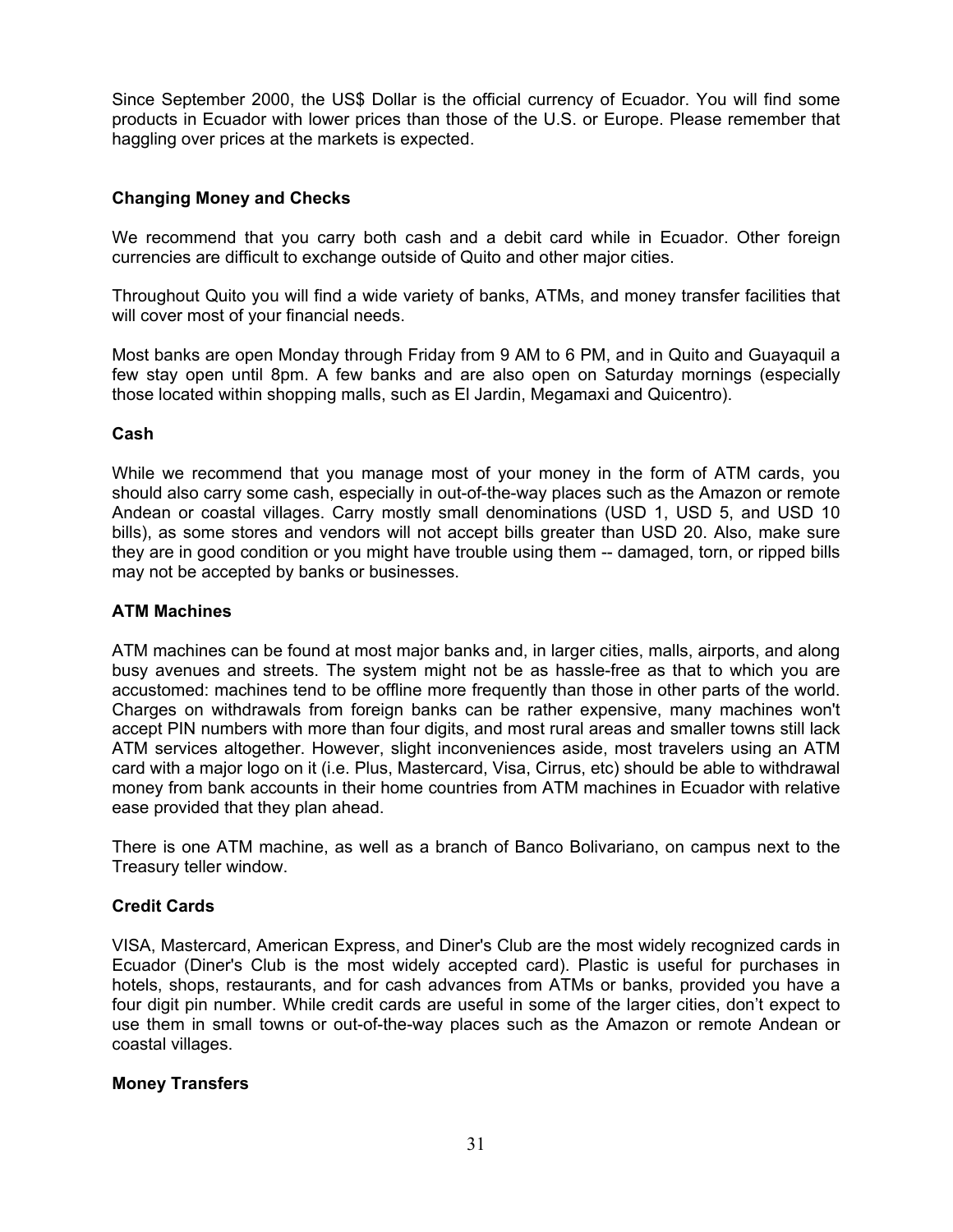Since September 2000, the US$ Dollar is the official currency of Ecuador. You will find some products in Ecuador with lower prices than those of the U.S. or Europe. Please remember that haggling over prices at the markets is expected.

### Changing Money and Checks

We recommend that you carry both cash and a debit card while in Ecuador. Other foreign currencies are difficult to exchange outside of Quito and other major cities.

Throughout Quito you will find a wide variety of banks, ATMs, and money transfer facilities that will cover most of your financial needs.

Most banks are open Monday through Friday from 9 AM to 6 PM, and in Quito and Guayaquil a few stay open until 8pm. A few banks and are also open on Saturday mornings (especially those located within shopping malls, such as El Jardin, Megamaxi and Quicentro).

### Cash

While we recommend that you manage most of your money in the form of ATM cards, you should also carry some cash, especially in out-of-the-way places such as the Amazon or remote Andean or coastal villages. Carry mostly small denominations (USD 1, USD 5, and USD 10 bills), as some stores and vendors will not accept bills greater than USD 20. Also, make sure they are in good condition or you might have trouble using them -- damaged, torn, or ripped bills may not be accepted by banks or businesses.

### ATM Machines

ATM machines can be found at most major banks and, in larger cities, malls, airports, and along busy avenues and streets. The system might not be as hassle-free as that to which you are accustomed: machines tend to be offline more frequently than those in other parts of the world. Charges on withdrawals from foreign banks can be rather expensive, many machines won't accept PIN numbers with more than four digits, and most rural areas and smaller towns still lack ATM services altogether. However, slight inconveniences aside, most travelers using an ATM card with a major logo on it (i.e. Plus, Mastercard, Visa, Cirrus, etc) should be able to withdrawal money from bank accounts in their home countries from ATM machines in Ecuador with relative ease provided that they plan ahead.

There is one ATM machine, as well as a branch of Banco Bolivariano, on campus next to the Treasury teller window.

### Credit Cards

VISA, Mastercard, American Express, and Diner's Club are the most widely recognized cards in Ecuador (Diner's Club is the most widely accepted card). Plastic is useful for purchases in hotels, shops, restaurants, and for cash advances from ATMs or banks, provided you have a four digit pin number. While credit cards are useful in some of the larger cities, don't expect to use them in small towns or out-of-the-way places such as the Amazon or remote Andean or coastal villages.

### Money Transfers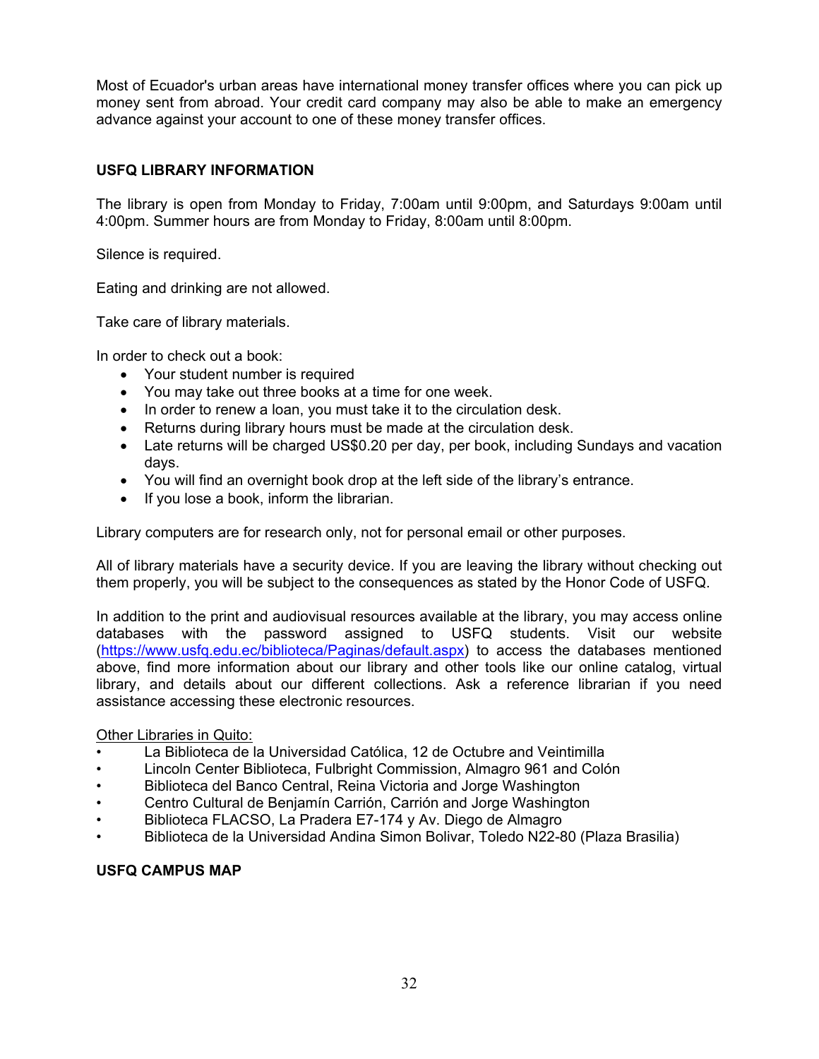Most of Ecuador's urban areas have international money transfer offices where you can pick up money sent from abroad. Your credit card company may also be able to make an emergency advance against your account to one of these money transfer offices.

## USFQ LIBRARY INFORMATION

The library is open from Monday to Friday, 7:00am until 9:00pm, and Saturdays 9:00am until 4:00pm. Summer hours are from Monday to Friday, 8:00am until 8:00pm.

Silence is required.

Eating and drinking are not allowed.

Take care of library materials.

In order to check out a book:

- Your student number is required
- You may take out three books at a time for one week.
- In order to renew a loan, you must take it to the circulation desk.
- Returns during library hours must be made at the circulation desk.
- Late returns will be charged US$0.20 per day, per book, including Sundays and vacation days.
- You will find an overnight book drop at the left side of the library's entrance.
- If you lose a book, inform the librarian.

Library computers are for research only, not for personal email or other purposes.

All of library materials have a security device. If you are leaving the library without checking out them properly, you will be subject to the consequences as stated by the Honor Code of USFQ.

In addition to the print and audiovisual resources available at the library, you may access online databases with the password assigned to USFQ students. Visit our website (https://www.usfq.edu.ec/biblioteca/Paginas/default.aspx) to access the databases mentioned above, find more information about our library and other tools like our online catalog, virtual library, and details about our different collections. Ask a reference librarian if you need assistance accessing these electronic resources.

Other Libraries in Quito:

- La Biblioteca de la Universidad Católica, 12 de Octubre and Veintimilla
- Lincoln Center Biblioteca, Fulbright Commission, Almagro 961 and Colón
- Biblioteca del Banco Central, Reina Victoria and Jorge Washington
- Centro Cultural de Benjamín Carrión, Carrión and Jorge Washington
- Biblioteca FLACSO, La Pradera E7-174 y Av. Diego de Almagro
- Biblioteca de la Universidad Andina Simon Bolivar, Toledo N22-80 (Plaza Brasilia)

## USFQ CAMPUS MAP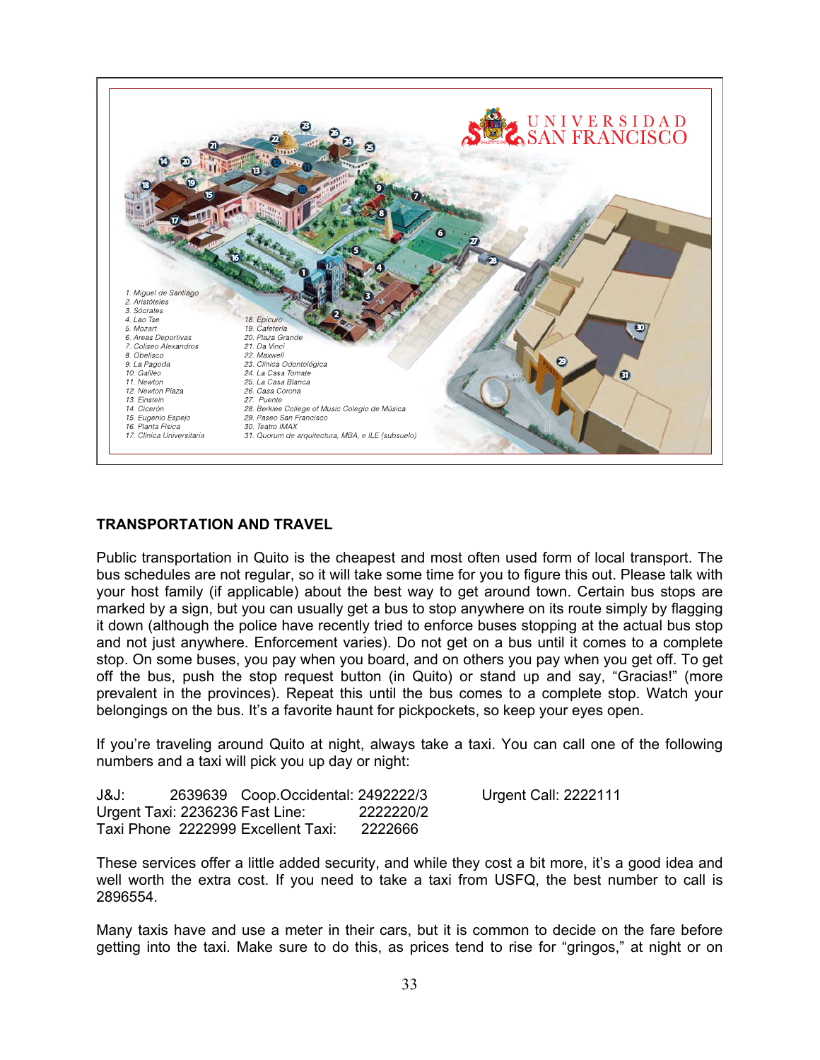UNIVERSIDAD SAN FRANCISCO

1. Miguel de Santiago
2. Aristóteles
3. Sócrates
4. Lao Tse
5. Mozart
6. Areas Deportivas
7. Coliseo Alexandros
8. Obelisco
9. La Pagoda
10. Galileo
11. Newton
12. Newton Plaza
13. Einstein
14. Cicerón
15. Eugenio Espejo
16. Planta Física
17. Clínica Universitaria
18. Epicuro
19. Cafetería
20. Plaza Grande
21. Da Vinci
22. Maxwell
23. Clínica Odontológica
24. La Casa Tomate
25. La Casa Blanca
26. Casa Corona
27. Puente
28. Berklee College of Music Colegio de Música
29. Paseo San Francisco
30. Teatro IMAX
31. Quorum de arquitectura, MBA, e ILE (subsuelo)

**TRANSPORTATION AND TRAVEL**

Public transportation in Quito is the cheapest and most often used form of local transport. The bus schedules are not regular, so it will take some time for you to figure this out. Please talk with your host family (if applicable) about the best way to get around town. Certain bus stops are marked by a sign, but you can usually get a bus to stop anywhere on its route simply by flagging it down (although the police have recently tried to enforce buses stopping at the actual bus stop and not just anywhere. Enforcement varies). Do not get on a bus until it comes to a complete stop. On some buses, you pay when you board, and on others you pay when you get off. To get off the bus, push the stop request button (in Quito) or stand up and say, "Gracias!" (more prevalent in the provinces). Repeat this until the bus comes to a complete stop. Watch your belongings on the bus. It's a favorite haunt for pickpockets, so keep your eyes open.

If you're traveling around Quito at night, always take a taxi. You can call one of the following numbers and a taxi will pick you up day or night:

| | | | | |
|---|---|---|---|---|
| J&J: | 2639639 | Coop.Occidental: | 2492222/3 | Urgent Call: 2222111 |
| Urgent Taxi: | 2236236 | Fast Line: | 2222220/2 | |
| Taxi Phone | 2222999 | Excellent Taxi: | 2222666 | |

These services offer a little added security, and while they cost a bit more, it's a good idea and well worth the extra cost. If you need to take a taxi from USFQ, the best number to call is 2896554.

Many taxis have and use a meter in their cars, but it is common to decide on the fare before getting into the taxi. Make sure to do this, as prices tend to rise for "gringos," at night or on